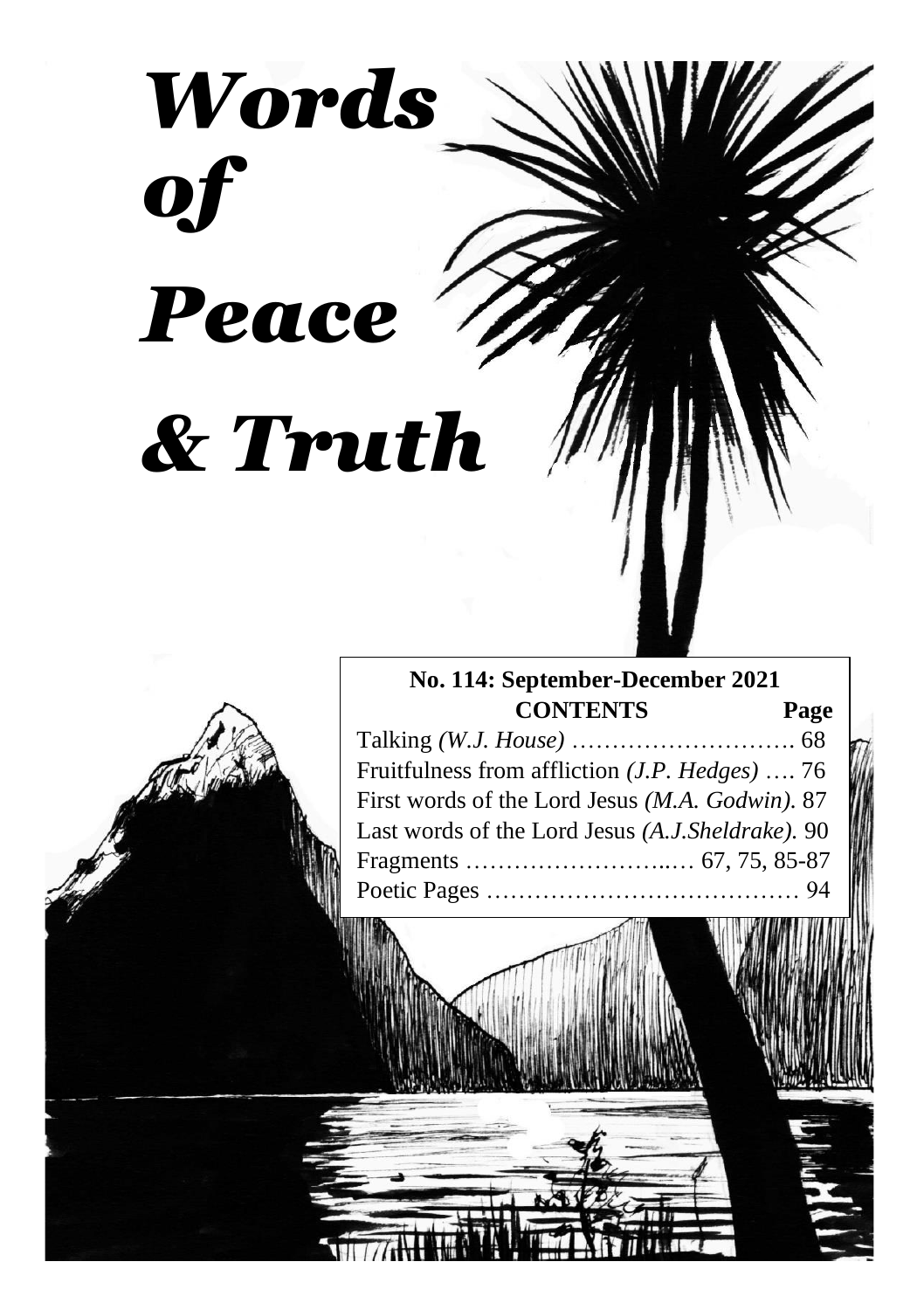# *Words of Peace & Truth*

**No. 114: September-December 2021**

| **CONTENTS** | **Page** |
| --- | --- |
| Talking *(W.J. House)* ………………………. | 68 |
| Fruitfulness from affliction *(J.P. Hedges)* …. | 76 |
| First words of the Lord Jesus *(M.A. Godwin)*. | 87 |
| Last words of the Lord Jesus *(A.J.Sheldrake)*. | 90 |
| Fragments ……………………..… | 67, 75, 85-87 |
| Poetic Pages ………………………………… | 94 |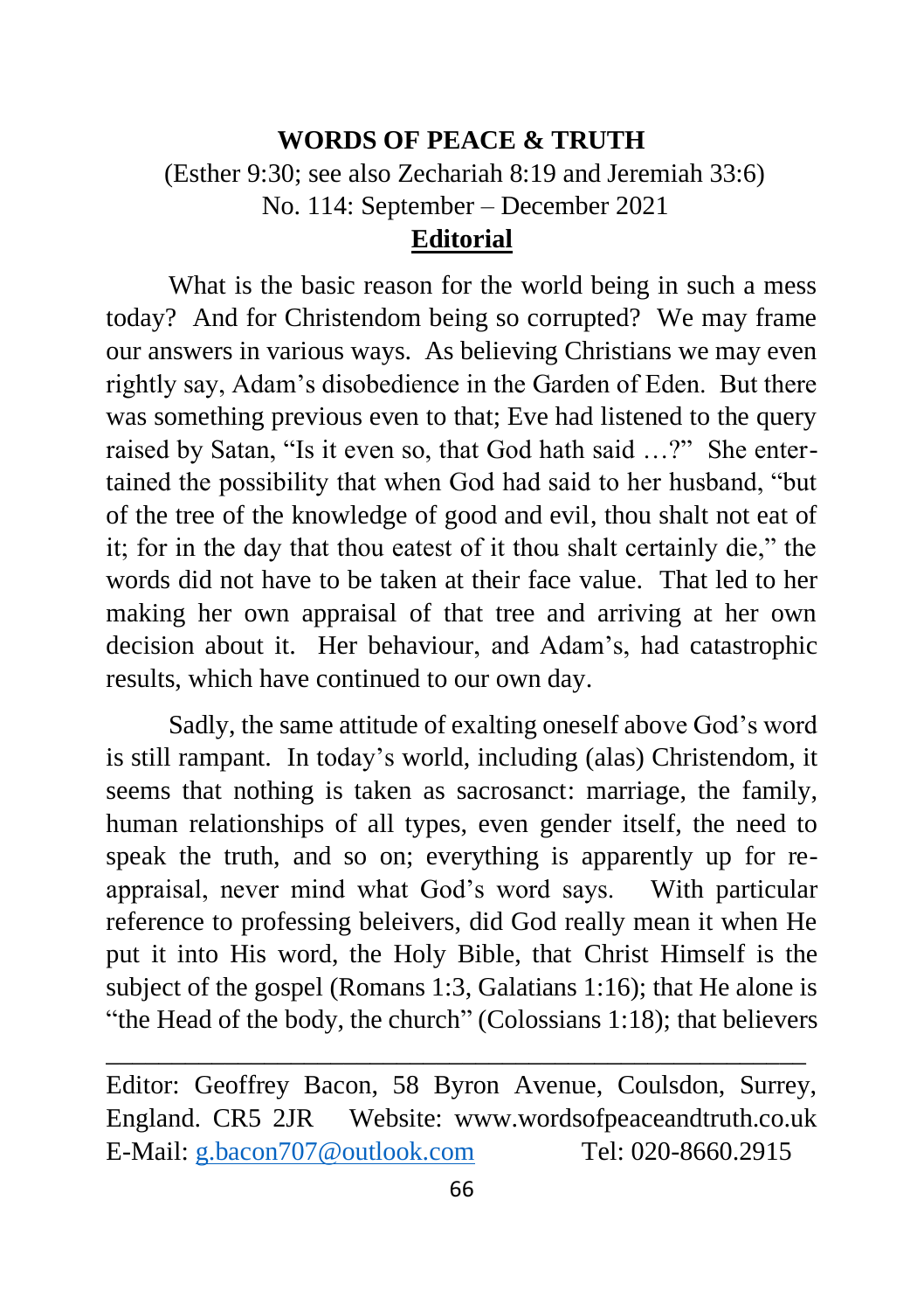**WORDS OF PEACE & TRUTH**

(Esther 9:30; see also Zechariah 8:19 and Jeremiah 33:6)

No. 114: September – December 2021

## Editorial

What is the basic reason for the world being in such a mess today? And for Christendom being so corrupted? We may frame our answers in various ways. As believing Christians we may even rightly say, Adam's disobedience in the Garden of Eden. But there was something previous even to that; Eve had listened to the query raised by Satan, "Is it even so, that God hath said …?" She entertained the possibility that when God had said to her husband, "but of the tree of the knowledge of good and evil, thou shalt not eat of it; for in the day that thou eatest of it thou shalt certainly die," the words did not have to be taken at their face value. That led to her making her own appraisal of that tree and arriving at her own decision about it. Her behaviour, and Adam's, had catastrophic results, which have continued to our own day.

Sadly, the same attitude of exalting oneself above God's word is still rampant. In today's world, including (alas) Christendom, it seems that nothing is taken as sacrosanct: marriage, the family, human relationships of all types, even gender itself, the need to speak the truth, and so on; everything is apparently up for re-appraisal, never mind what God's word says. With particular reference to professing beleivers, did God really mean it when He put it into His word, the Holy Bible, that Christ Himself is the subject of the gospel (Romans 1:3, Galatians 1:16); that He alone is "the Head of the body, the church" (Colossians 1:18); that believers

---

Editor: Geoffrey Bacon, 58 Byron Avenue, Coulsdon, Surrey, England. CR5 2JR Website: www.wordsofpeaceandtruth.co.uk
E-Mail: g.bacon707@outlook.com Tel: 020-8660.2915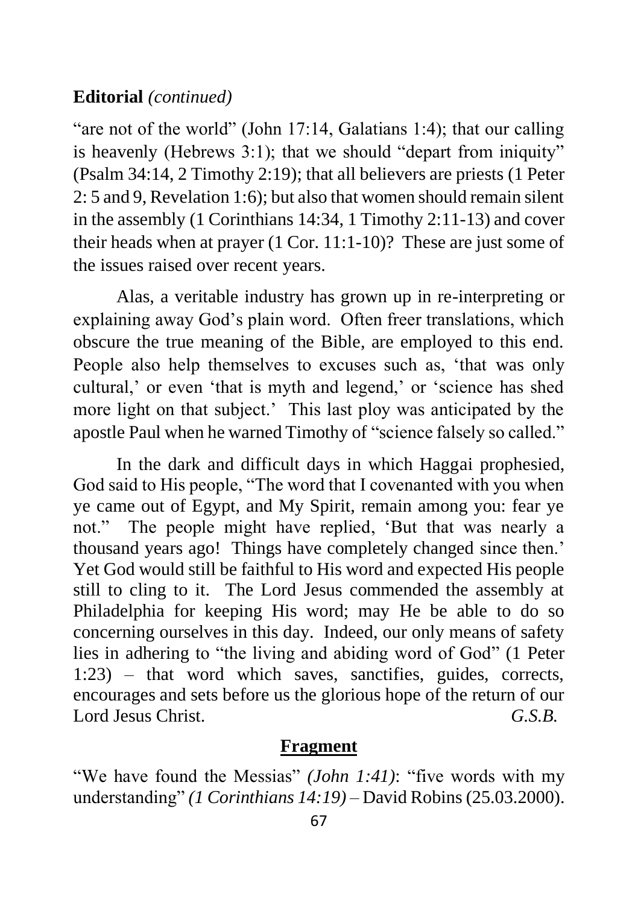## **Editorial** *(continued)*

"are not of the world" (John 17:14, Galatians 1:4); that our calling is heavenly (Hebrews 3:1); that we should "depart from iniquity" (Psalm 34:14, 2 Timothy 2:19); that all believers are priests (1 Peter 2: 5 and 9, Revelation 1:6); but also that women should remain silent in the assembly (1 Corinthians 14:34, 1 Timothy 2:11-13) and cover their heads when at prayer (1 Cor. 11:1-10)? These are just some of the issues raised over recent years.

Alas, a veritable industry has grown up in re-interpreting or explaining away God's plain word. Often freer translations, which obscure the true meaning of the Bible, are employed to this end. People also help themselves to excuses such as, 'that was only cultural,' or even 'that is myth and legend,' or 'science has shed more light on that subject.' This last ploy was anticipated by the apostle Paul when he warned Timothy of "science falsely so called."

In the dark and difficult days in which Haggai prophesied, God said to His people, "The word that I covenanted with you when ye came out of Egypt, and My Spirit, remain among you: fear ye not." The people might have replied, 'But that was nearly a thousand years ago! Things have completely changed since then.' Yet God would still be faithful to His word and expected His people still to cling to it. The Lord Jesus commended the assembly at Philadelphia for keeping His word; may He be able to do so concerning ourselves in this day. Indeed, our only means of safety lies in adhering to "the living and abiding word of God" (1 Peter 1:23) – that word which saves, sanctifies, guides, corrects, encourages and sets before us the glorious hope of the return of our Lord Jesus Christ. *G.S.B.*

## **Fragment**

"We have found the Messias" *(John 1:41)*: "five words with my understanding" *(1 Corinthians 14:19)* – David Robins (25.03.2000).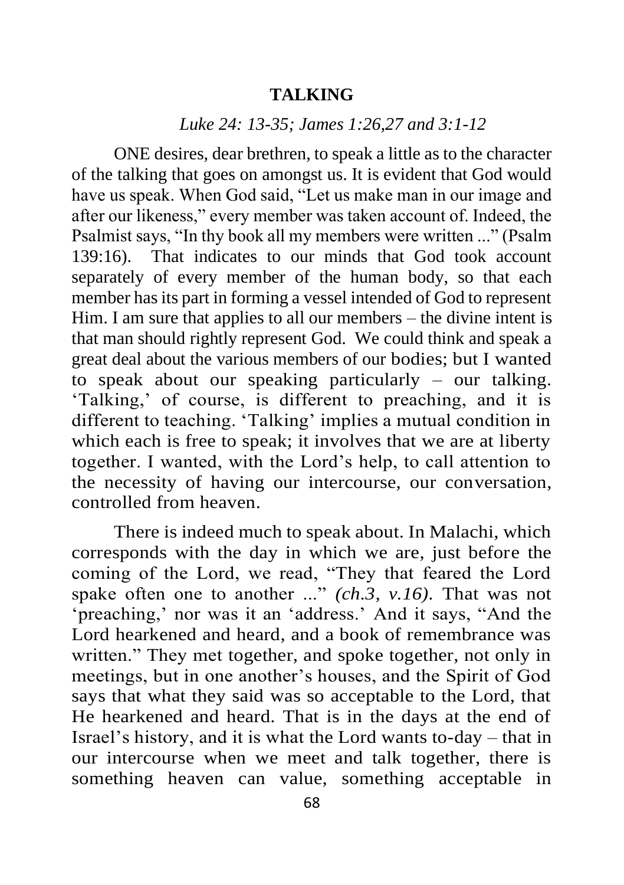## TALKING

*Luke 24: 13-35; James 1:26,27 and 3:1-12*

ONE desires, dear brethren, to speak a little as to the character of the talking that goes on amongst us. It is evident that God would have us speak. When God said, "Let us make man in our image and after our likeness," every member was taken account of. Indeed, the Psalmist says, "In thy book all my members were written ..." (Psalm 139:16). That indicates to our minds that God took account separately of every member of the human body, so that each member has its part in forming a vessel intended of God to represent Him. I am sure that applies to all our members – the divine intent is that man should rightly represent God. We could think and speak a great deal about the various members of our bodies; but I wanted to speak about our speaking particularly – our talking. 'Talking,' of course, is different to preaching, and it is different to teaching. 'Talking' implies a mutual condition in which each is free to speak; it involves that we are at liberty together. I wanted, with the Lord's help, to call attention to the necessity of having our intercourse, our conversation, controlled from heaven.

There is indeed much to speak about. In Malachi, which corresponds with the day in which we are, just before the coming of the Lord, we read, "They that feared the Lord spake often one to another ..." *(ch.3, v.16)*. That was not 'preaching,' nor was it an 'address.' And it says, "And the Lord hearkened and heard, and a book of remembrance was written." They met together, and spoke together, not only in meetings, but in one another's houses, and the Spirit of God says that what they said was so acceptable to the Lord, that He hearkened and heard. That is in the days at the end of Israel's history, and it is what the Lord wants to-day – that in our intercourse when we meet and talk together, there is something heaven can value, something acceptable in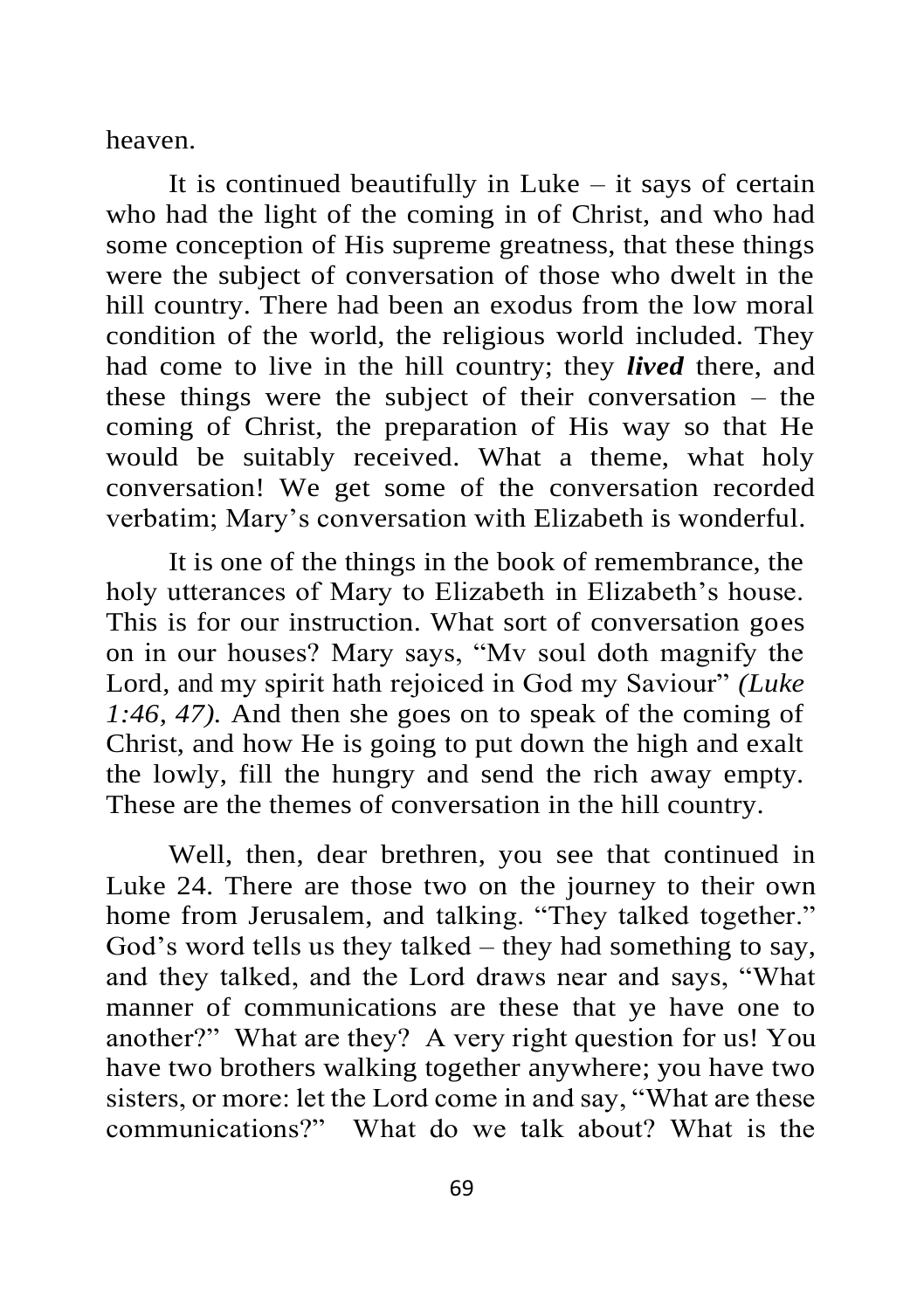heaven.

It is continued beautifully in Luke – it says of certain who had the light of the coming in of Christ, and who had some conception of His supreme greatness, that these things were the subject of conversation of those who dwelt in the hill country. There had been an exodus from the low moral condition of the world, the religious world included. They had come to live in the hill country; they ***lived*** there, and these things were the subject of their conversation – the coming of Christ, the preparation of His way so that He would be suitably received. What a theme, what holy conversation! We get some of the conversation recorded verbatim; Mary's conversation with Elizabeth is wonderful.

It is one of the things in the book of remembrance, the holy utterances of Mary to Elizabeth in Elizabeth's house. This is for our instruction. What sort of conversation goes on in our houses? Mary says, "Mv soul doth magnify the Lord, and my spirit hath rejoiced in God my Saviour" *(Luke 1:46, 47).* And then she goes on to speak of the coming of Christ, and how He is going to put down the high and exalt the lowly, fill the hungry and send the rich away empty. These are the themes of conversation in the hill country.

Well, then, dear brethren, you see that continued in Luke 24. There are those two on the journey to their own home from Jerusalem, and talking. "They talked together." God's word tells us they talked – they had something to say, and they talked, and the Lord draws near and says, "What manner of communications are these that ye have one to another?" What are they? A very right question for us! You have two brothers walking together anywhere; you have two sisters, or more: let the Lord come in and say, "What are these communications?" What do we talk about? What is the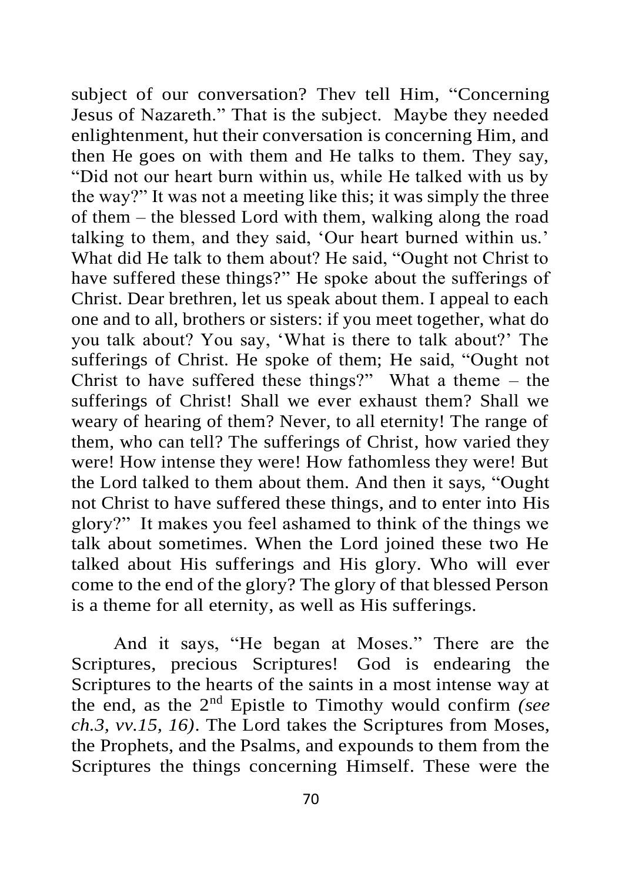subject of our conversation? Thev tell Him, "Concerning Jesus of Nazareth." That is the subject. Maybe they needed enlightenment, hut their conversation is concerning Him, and then He goes on with them and He talks to them. They say, "Did not our heart burn within us, while He talked with us by the way?" It was not a meeting like this; it was simply the three of them – the blessed Lord with them, walking along the road talking to them, and they said, 'Our heart burned within us.' What did He talk to them about? He said, "Ought not Christ to have suffered these things?" He spoke about the sufferings of Christ. Dear brethren, let us speak about them. I appeal to each one and to all, brothers or sisters: if you meet together, what do you talk about? You say, 'What is there to talk about?' The sufferings of Christ. He spoke of them; He said, "Ought not Christ to have suffered these things?" What a theme – the sufferings of Christ! Shall we ever exhaust them? Shall we weary of hearing of them? Never, to all eternity! The range of them, who can tell? The sufferings of Christ, how varied they were! How intense they were! How fathomless they were! But the Lord talked to them about them. And then it says, "Ought not Christ to have suffered these things, and to enter into His glory?" It makes you feel ashamed to think of the things we talk about sometimes. When the Lord joined these two He talked about His sufferings and His glory. Who will ever come to the end of the glory? The glory of that blessed Person is a theme for all eternity, as well as His sufferings.

And it says, "He began at Moses." There are the Scriptures, precious Scriptures! God is endearing the Scriptures to the hearts of the saints in a most intense way at the end, as the 2nd Epistle to Timothy would confirm *(see ch.3, vv.15, 16)*. The Lord takes the Scriptures from Moses, the Prophets, and the Psalms, and expounds to them from the Scriptures the things concerning Himself. These were the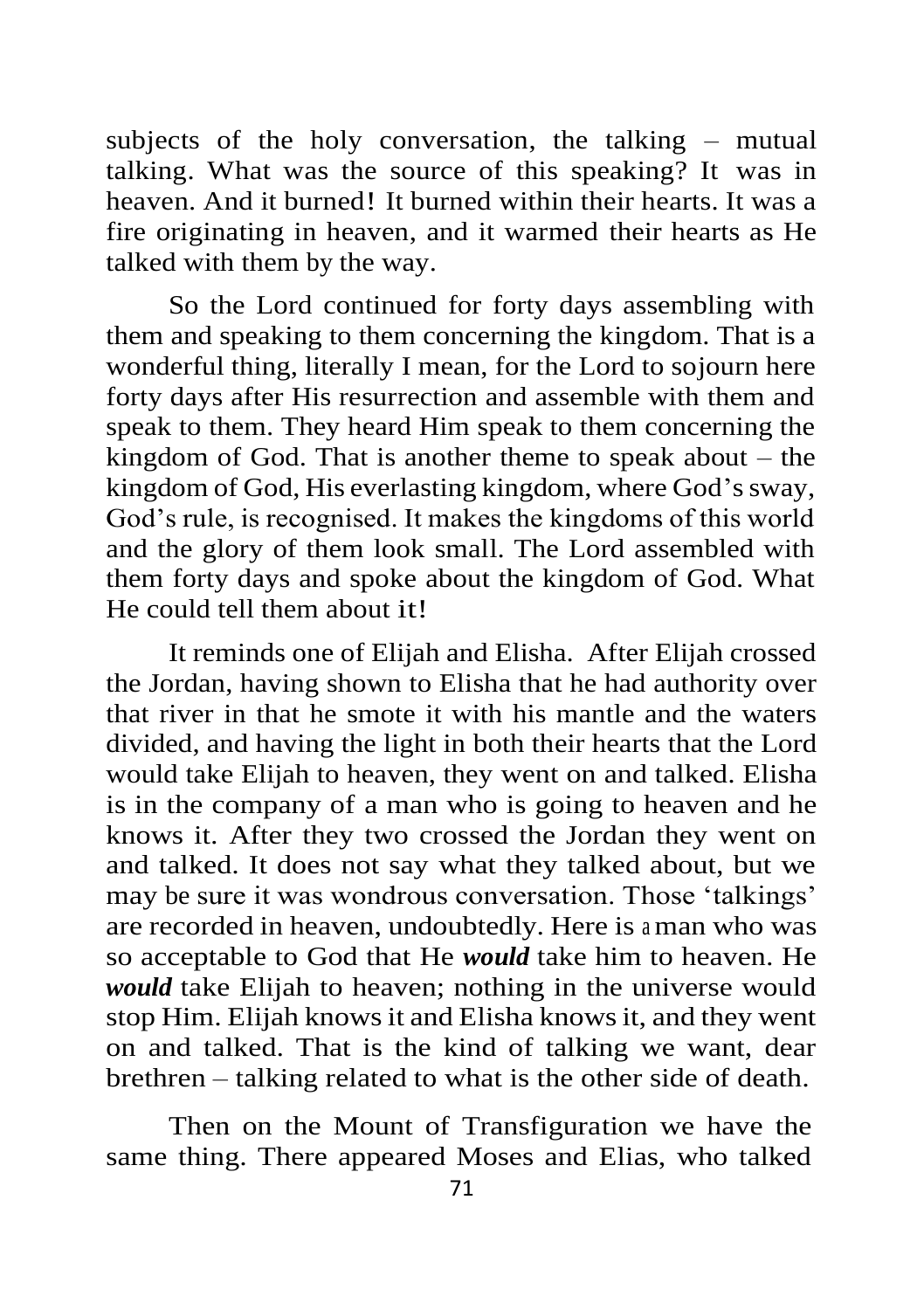subjects of the holy conversation, the talking – mutual talking. What was the source of this speaking? It was in heaven. And it burned! It burned within their hearts. It was a fire originating in heaven, and it warmed their hearts as He talked with them by the way.

So the Lord continued for forty days assembling with them and speaking to them concerning the kingdom. That is a wonderful thing, literally I mean, for the Lord to sojourn here forty days after His resurrection and assemble with them and speak to them. They heard Him speak to them concerning the kingdom of God. That is another theme to speak about – the kingdom of God, His everlasting kingdom, where God's sway, God's rule, is recognised. It makes the kingdoms of this world and the glory of them look small. The Lord assembled with them forty days and spoke about the kingdom of God. What He could tell them about it!

It reminds one of Elijah and Elisha. After Elijah crossed the Jordan, having shown to Elisha that he had authority over that river in that he smote it with his mantle and the waters divided, and having the light in both their hearts that the Lord would take Elijah to heaven, they went on and talked. Elisha is in the company of a man who is going to heaven and he knows it. After they two crossed the Jordan they went on and talked. It does not say what they talked about, but we may be sure it was wondrous conversation. Those 'talkings' are recorded in heaven, undoubtedly. Here is a man who was so acceptable to God that He ***would*** take him to heaven. He ***would*** take Elijah to heaven; nothing in the universe would stop Him. Elijah knows it and Elisha knows it, and they went on and talked. That is the kind of talking we want, dear brethren – talking related to what is the other side of death.

Then on the Mount of Transfiguration we have the same thing. There appeared Moses and Elias, who talked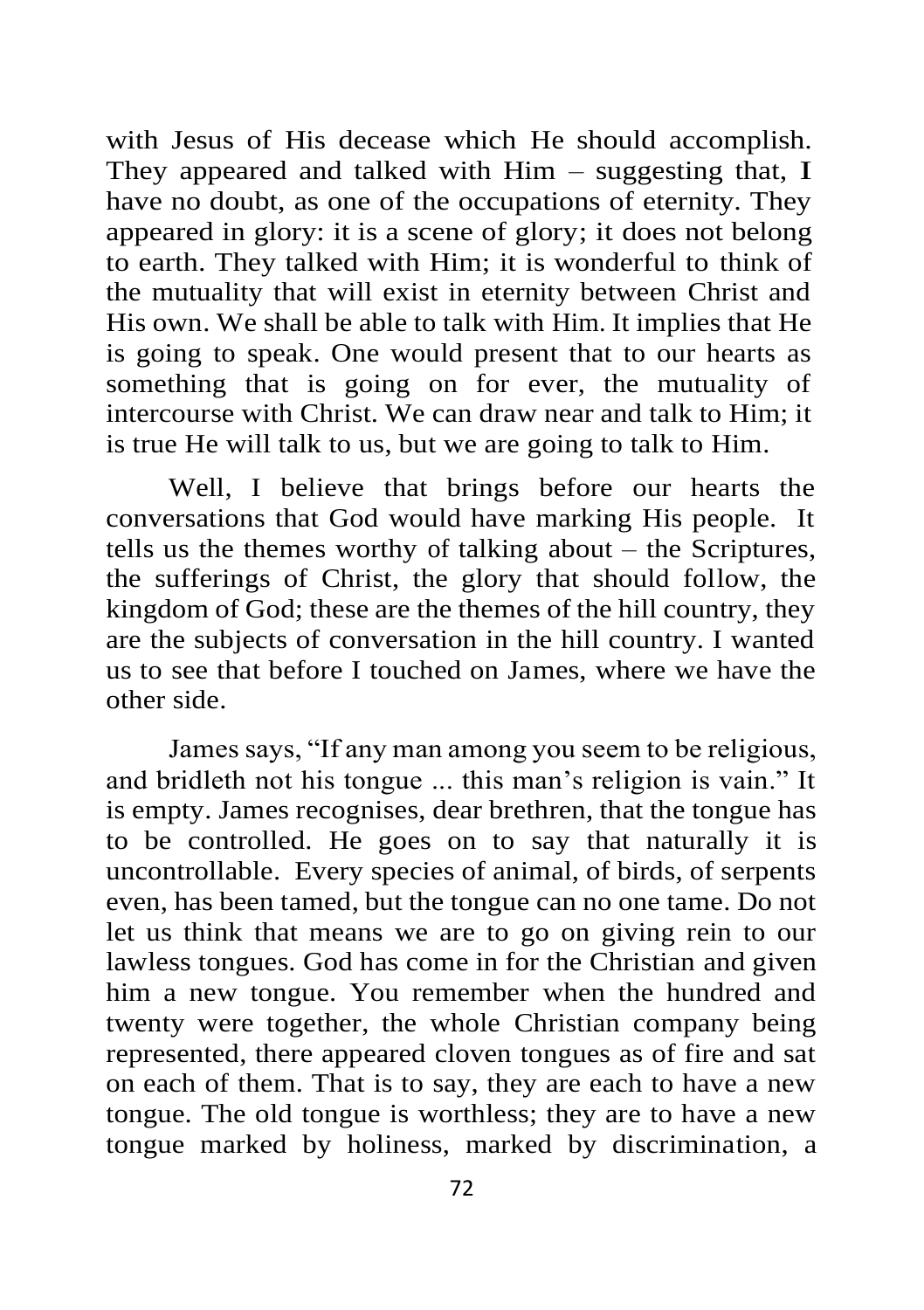with Jesus of His decease which He should accomplish. They appeared and talked with Him – suggesting that, I have no doubt, as one of the occupations of eternity. They appeared in glory: it is a scene of glory; it does not belong to earth. They talked with Him; it is wonderful to think of the mutuality that will exist in eternity between Christ and His own. We shall be able to talk with Him. It implies that He is going to speak. One would present that to our hearts as something that is going on for ever, the mutuality of intercourse with Christ. We can draw near and talk to Him; it is true He will talk to us, but we are going to talk to Him.

Well, I believe that brings before our hearts the conversations that God would have marking His people. It tells us the themes worthy of talking about – the Scriptures, the sufferings of Christ, the glory that should follow, the kingdom of God; these are the themes of the hill country, they are the subjects of conversation in the hill country. I wanted us to see that before I touched on James, where we have the other side.

James says, "If any man among you seem to be religious, and bridleth not his tongue ... this man's religion is vain." It is empty. James recognises, dear brethren, that the tongue has to be controlled. He goes on to say that naturally it is uncontrollable. Every species of animal, of birds, of serpents even, has been tamed, but the tongue can no one tame. Do not let us think that means we are to go on giving rein to our lawless tongues. God has come in for the Christian and given him a new tongue. You remember when the hundred and twenty were together, the whole Christian company being represented, there appeared cloven tongues as of fire and sat on each of them. That is to say, they are each to have a new tongue. The old tongue is worthless; they are to have a new tongue marked by holiness, marked by discrimination, a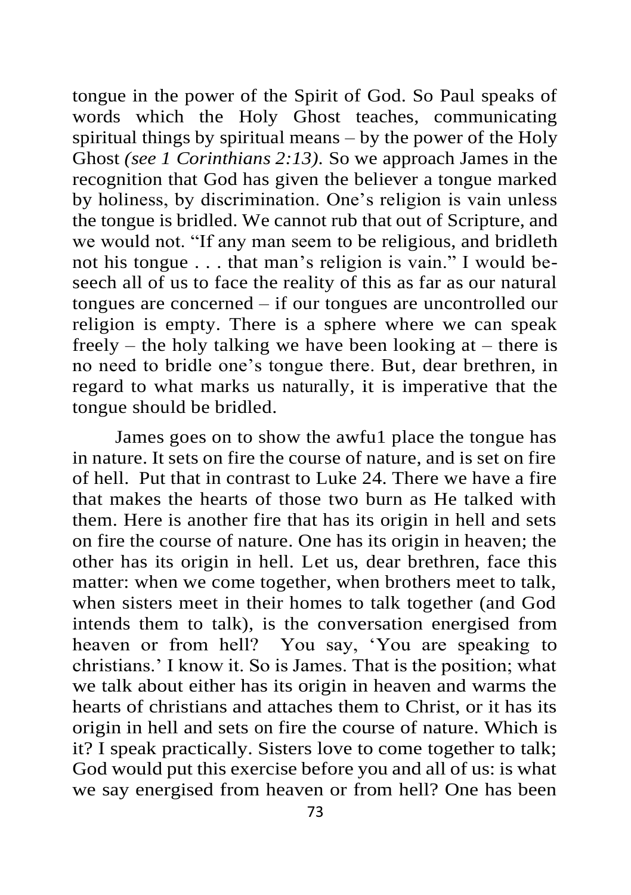tongue in the power of the Spirit of God. So Paul speaks of words which the Holy Ghost teaches, communicating spiritual things by spiritual means – by the power of the Holy Ghost *(see 1 Corinthians 2:13).* So we approach James in the recognition that God has given the believer a tongue marked by holiness, by discrimination. One's religion is vain unless the tongue is bridled. We cannot rub that out of Scripture, and we would not. "If any man seem to be religious, and bridleth not his tongue . . . that man's religion is vain." I would beseech all of us to face the reality of this as far as our natural tongues are concerned – if our tongues are uncontrolled our religion is empty. There is a sphere where we can speak freely – the holy talking we have been looking at – there is no need to bridle one's tongue there. But, dear brethren, in regard to what marks us naturally, it is imperative that the tongue should be bridled.

James goes on to show the awfu1 place the tongue has in nature. It sets on fire the course of nature, and is set on fire of hell. Put that in contrast to Luke 24. There we have a fire that makes the hearts of those two burn as He talked with them. Here is another fire that has its origin in hell and sets on fire the course of nature. One has its origin in heaven; the other has its origin in hell. Let us, dear brethren, face this matter: when we come together, when brothers meet to talk, when sisters meet in their homes to talk together (and God intends them to talk), is the conversation energised from heaven or from hell? You say, 'You are speaking to christians.' I know it. So is James. That is the position; what we talk about either has its origin in heaven and warms the hearts of christians and attaches them to Christ, or it has its origin in hell and sets on fire the course of nature. Which is it? I speak practically. Sisters love to come together to talk; God would put this exercise before you and all of us: is what we say energised from heaven or from hell? One has been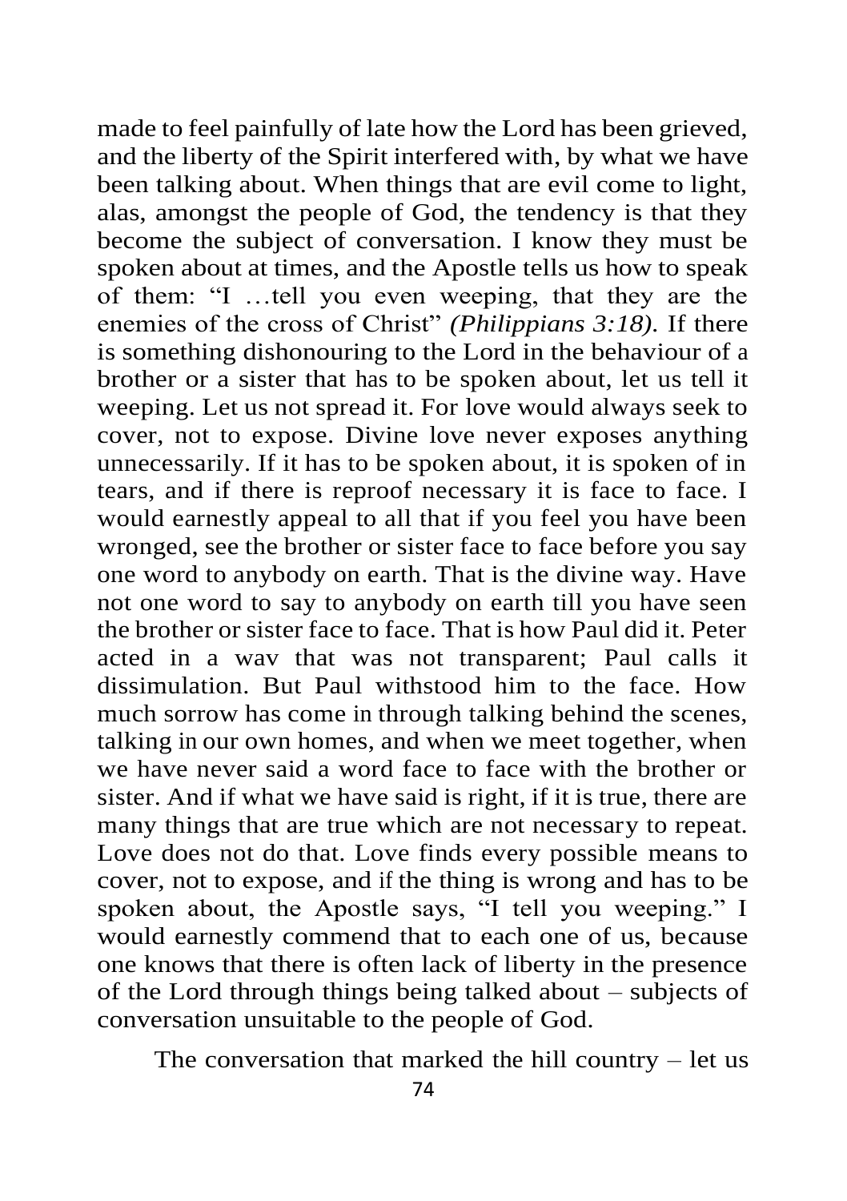made to feel painfully of late how the Lord has been grieved, and the liberty of the Spirit interfered with, by what we have been talking about. When things that are evil come to light, alas, amongst the people of God, the tendency is that they become the subject of conversation. I know they must be spoken about at times, and the Apostle tells us how to speak of them: "I …tell you even weeping, that they are the enemies of the cross of Christ" *(Philippians 3:18).* If there is something dishonouring to the Lord in the behaviour of a brother or a sister that has to be spoken about, let us tell it weeping. Let us not spread it. For love would always seek to cover, not to expose. Divine love never exposes anything unnecessarily. If it has to be spoken about, it is spoken of in tears, and if there is reproof necessary it is face to face. I would earnestly appeal to all that if you feel you have been wronged, see the brother or sister face to face before you say one word to anybody on earth. That is the divine way. Have not one word to say to anybody on earth till you have seen the brother or sister face to face. That is how Paul did it. Peter acted in a wav that was not transparent; Paul calls it dissimulation. But Paul withstood him to the face. How much sorrow has come in through talking behind the scenes, talking in our own homes, and when we meet together, when we have never said a word face to face with the brother or sister. And if what we have said is right, if it is true, there are many things that are true which are not necessary to repeat. Love does not do that. Love finds every possible means to cover, not to expose, and if the thing is wrong and has to be spoken about, the Apostle says, "I tell you weeping." I would earnestly commend that to each one of us, because one knows that there is often lack of liberty in the presence of the Lord through things being talked about – subjects of conversation unsuitable to the people of God.

The conversation that marked the hill country – let us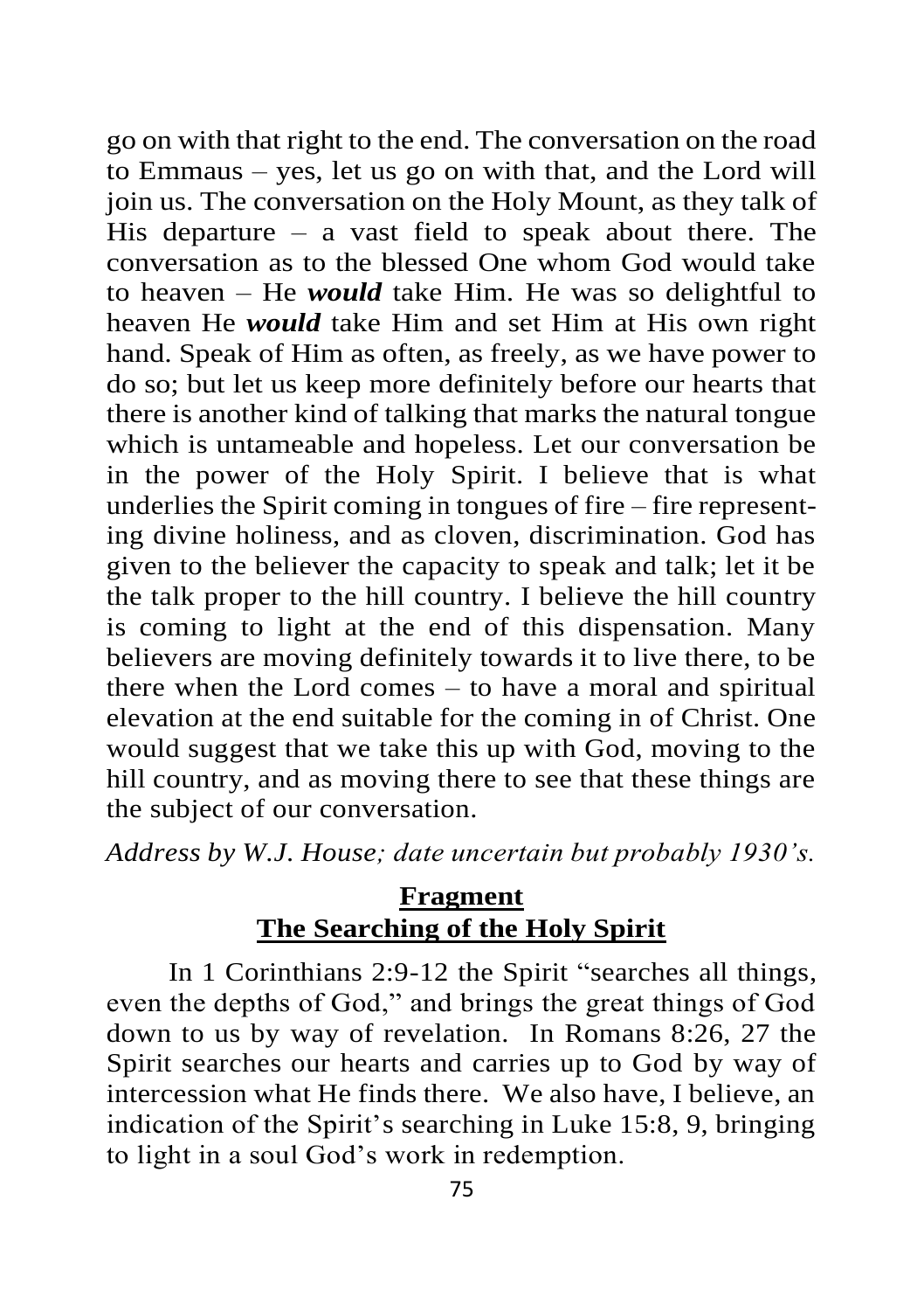go on with that right to the end. The conversation on the road to Emmaus – yes, let us go on with that, and the Lord will join us. The conversation on the Holy Mount, as they talk of His departure – a vast field to speak about there. The conversation as to the blessed One whom God would take to heaven – He ***would*** take Him. He was so delightful to heaven He ***would*** take Him and set Him at His own right hand. Speak of Him as often, as freely, as we have power to do so; but let us keep more definitely before our hearts that there is another kind of talking that marks the natural tongue which is untameable and hopeless. Let our conversation be in the power of the Holy Spirit. I believe that is what underlies the Spirit coming in tongues of fire – fire representing divine holiness, and as cloven, discrimination. God has given to the believer the capacity to speak and talk; let it be the talk proper to the hill country. I believe the hill country is coming to light at the end of this dispensation. Many believers are moving definitely towards it to live there, to be there when the Lord comes – to have a moral and spiritual elevation at the end suitable for the coming in of Christ. One would suggest that we take this up with God, moving to the hill country, and as moving there to see that these things are the subject of our conversation.

*Address by W.J. House; date uncertain but probably 1930's.*

## Fragment
## The Searching of the Holy Spirit

In 1 Corinthians 2:9-12 the Spirit "searches all things, even the depths of God," and brings the great things of God down to us by way of revelation. In Romans 8:26, 27 the Spirit searches our hearts and carries up to God by way of intercession what He finds there. We also have, I believe, an indication of the Spirit's searching in Luke 15:8, 9, bringing to light in a soul God's work in redemption.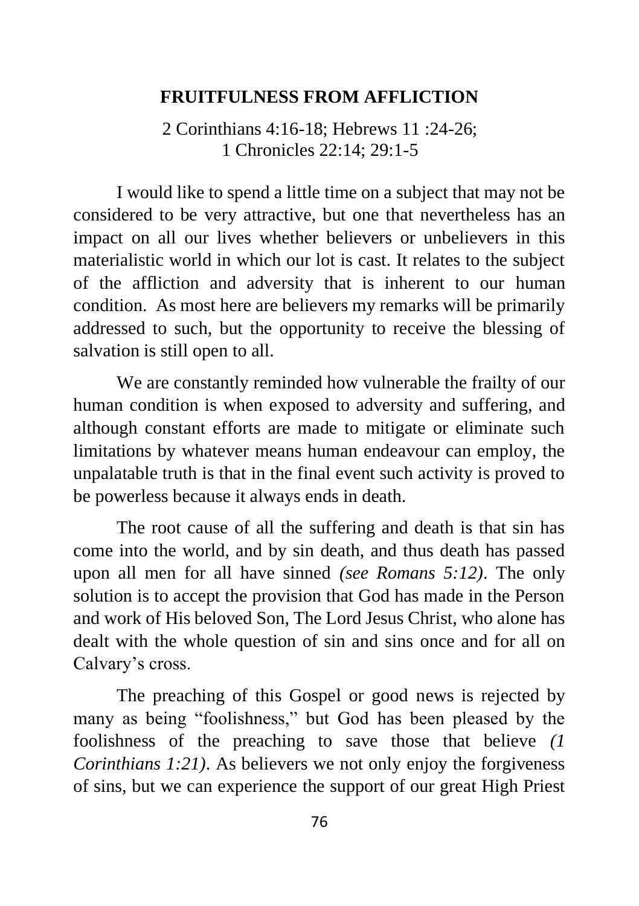## FRUITFULNESS FROM AFFLICTION

2 Corinthians 4:16-18; Hebrews 11 :24-26;
1 Chronicles 22:14; 29:1-5

I would like to spend a little time on a subject that may not be considered to be very attractive, but one that nevertheless has an impact on all our lives whether believers or unbelievers in this materialistic world in which our lot is cast. It relates to the subject of the affliction and adversity that is inherent to our human condition. As most here are believers my remarks will be primarily addressed to such, but the opportunity to receive the blessing of salvation is still open to all.

We are constantly reminded how vulnerable the frailty of our human condition is when exposed to adversity and suffering, and although constant efforts are made to mitigate or eliminate such limitations by whatever means human endeavour can employ, the unpalatable truth is that in the final event such activity is proved to be powerless because it always ends in death.

The root cause of all the suffering and death is that sin has come into the world, and by sin death, and thus death has passed upon all men for all have sinned *(see Romans 5:12)*. The only solution is to accept the provision that God has made in the Person and work of His beloved Son, The Lord Jesus Christ, who alone has dealt with the whole question of sin and sins once and for all on Calvary's cross.

The preaching of this Gospel or good news is rejected by many as being "foolishness," but God has been pleased by the foolishness of the preaching to save those that believe *(1 Corinthians 1:21)*. As believers we not only enjoy the forgiveness of sins, but we can experience the support of our great High Priest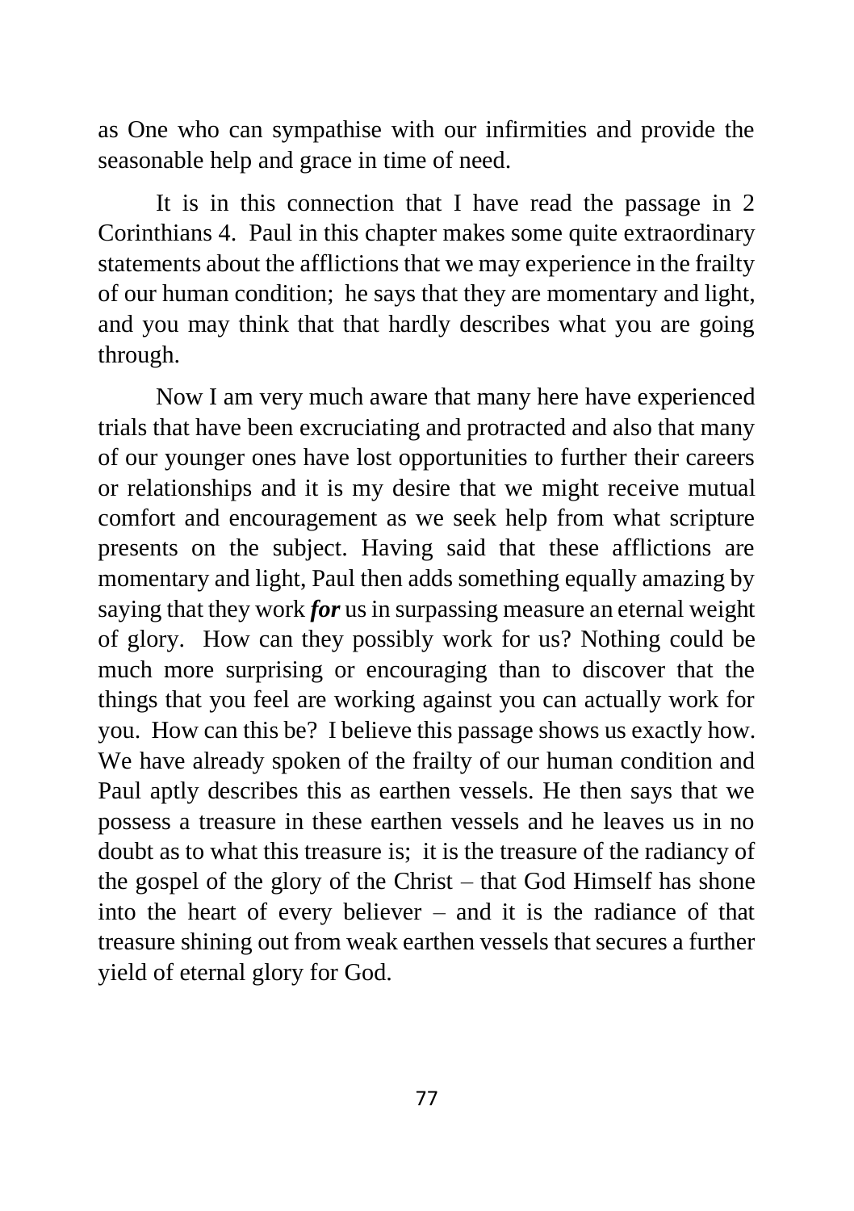as One who can sympathise with our infirmities and provide the seasonable help and grace in time of need.

It is in this connection that I have read the passage in 2 Corinthians 4. Paul in this chapter makes some quite extraordinary statements about the afflictions that we may experience in the frailty of our human condition; he says that they are momentary and light, and you may think that that hardly describes what you are going through.

Now I am very much aware that many here have experienced trials that have been excruciating and protracted and also that many of our younger ones have lost opportunities to further their careers or relationships and it is my desire that we might receive mutual comfort and encouragement as we seek help from what scripture presents on the subject. Having said that these afflictions are momentary and light, Paul then adds something equally amazing by saying that they work ***for*** us in surpassing measure an eternal weight of glory. How can they possibly work for us? Nothing could be much more surprising or encouraging than to discover that the things that you feel are working against you can actually work for you. How can this be? I believe this passage shows us exactly how. We have already spoken of the frailty of our human condition and Paul aptly describes this as earthen vessels. He then says that we possess a treasure in these earthen vessels and he leaves us in no doubt as to what this treasure is; it is the treasure of the radiancy of the gospel of the glory of the Christ – that God Himself has shone into the heart of every believer – and it is the radiance of that treasure shining out from weak earthen vessels that secures a further yield of eternal glory for God.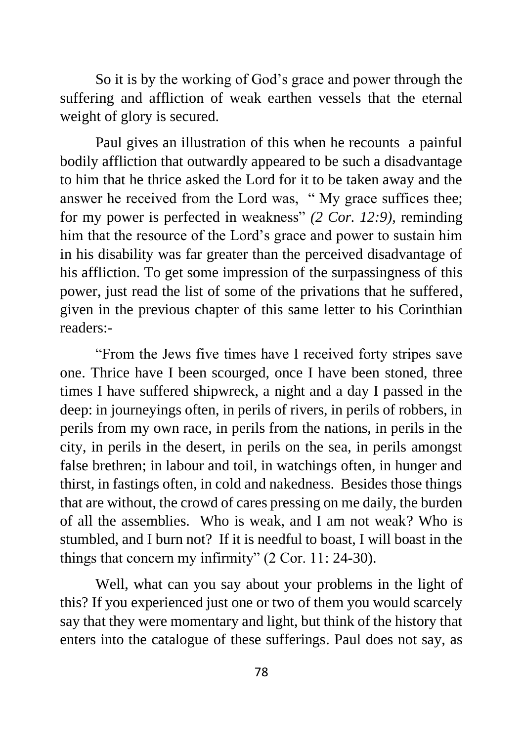So it is by the working of God's grace and power through the suffering and affliction of weak earthen vessels that the eternal weight of glory is secured.

Paul gives an illustration of this when he recounts a painful bodily affliction that outwardly appeared to be such a disadvantage to him that he thrice asked the Lord for it to be taken away and the answer he received from the Lord was, " My grace suffices thee; for my power is perfected in weakness" *(2 Cor. 12:9),* reminding him that the resource of the Lord's grace and power to sustain him in his disability was far greater than the perceived disadvantage of his affliction. To get some impression of the surpassingness of this power, just read the list of some of the privations that he suffered, given in the previous chapter of this same letter to his Corinthian readers:-

"From the Jews five times have I received forty stripes save one. Thrice have I been scourged, once I have been stoned, three times I have suffered shipwreck, a night and a day I passed in the deep: in journeyings often, in perils of rivers, in perils of robbers, in perils from my own race, in perils from the nations, in perils in the city, in perils in the desert, in perils on the sea, in perils amongst false brethren; in labour and toil, in watchings often, in hunger and thirst, in fastings often, in cold and nakedness. Besides those things that are without, the crowd of cares pressing on me daily, the burden of all the assemblies. Who is weak, and I am not weak? Who is stumbled, and I burn not? If it is needful to boast, I will boast in the things that concern my infirmity" (2 Cor. 11: 24-30).

Well, what can you say about your problems in the light of this? If you experienced just one or two of them you would scarcely say that they were momentary and light, but think of the history that enters into the catalogue of these sufferings. Paul does not say, as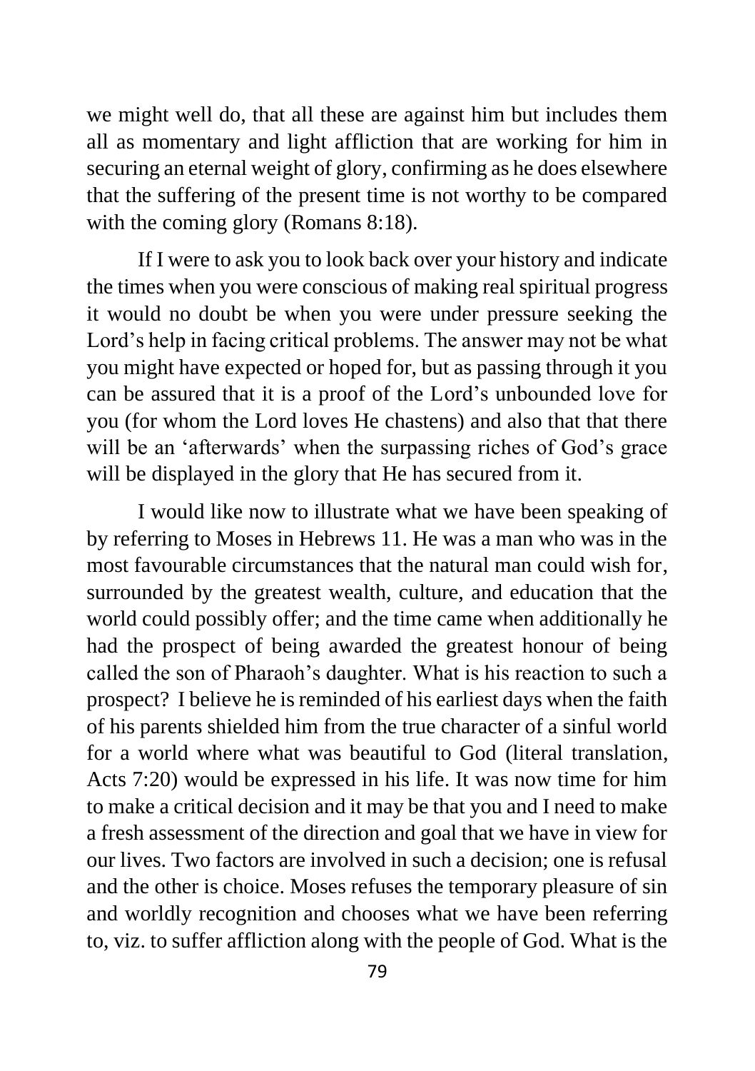we might well do, that all these are against him but includes them all as momentary and light affliction that are working for him in securing an eternal weight of glory, confirming as he does elsewhere that the suffering of the present time is not worthy to be compared with the coming glory (Romans 8:18).

If I were to ask you to look back over your history and indicate the times when you were conscious of making real spiritual progress it would no doubt be when you were under pressure seeking the Lord's help in facing critical problems. The answer may not be what you might have expected or hoped for, but as passing through it you can be assured that it is a proof of the Lord's unbounded love for you (for whom the Lord loves He chastens) and also that that there will be an 'afterwards' when the surpassing riches of God's grace will be displayed in the glory that He has secured from it.

I would like now to illustrate what we have been speaking of by referring to Moses in Hebrews 11. He was a man who was in the most favourable circumstances that the natural man could wish for, surrounded by the greatest wealth, culture, and education that the world could possibly offer; and the time came when additionally he had the prospect of being awarded the greatest honour of being called the son of Pharaoh's daughter. What is his reaction to such a prospect? I believe he is reminded of his earliest days when the faith of his parents shielded him from the true character of a sinful world for a world where what was beautiful to God (literal translation, Acts 7:20) would be expressed in his life. It was now time for him to make a critical decision and it may be that you and I need to make a fresh assessment of the direction and goal that we have in view for our lives. Two factors are involved in such a decision; one is refusal and the other is choice. Moses refuses the temporary pleasure of sin and worldly recognition and chooses what we have been referring to, viz. to suffer affliction along with the people of God. What is the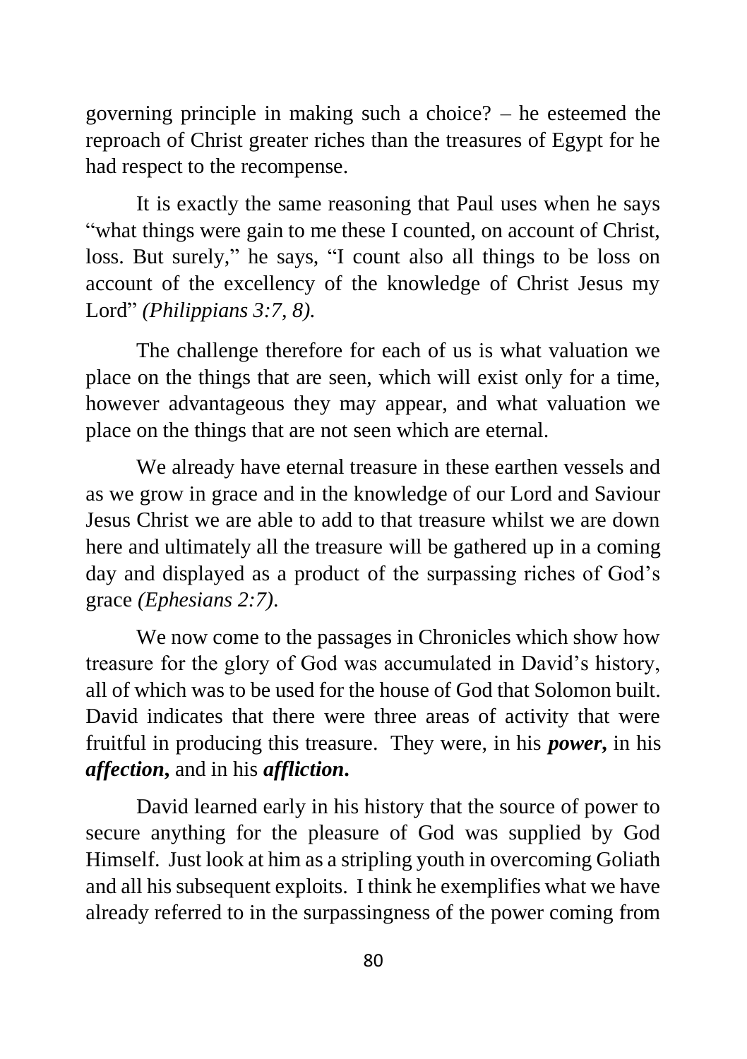governing principle in making such a choice? – he esteemed the reproach of Christ greater riches than the treasures of Egypt for he had respect to the recompense.

It is exactly the same reasoning that Paul uses when he says "what things were gain to me these I counted, on account of Christ, loss. But surely," he says, "I count also all things to be loss on account of the excellency of the knowledge of Christ Jesus my Lord" *(Philippians 3:7, 8).*

The challenge therefore for each of us is what valuation we place on the things that are seen, which will exist only for a time, however advantageous they may appear, and what valuation we place on the things that are not seen which are eternal.

We already have eternal treasure in these earthen vessels and as we grow in grace and in the knowledge of our Lord and Saviour Jesus Christ we are able to add to that treasure whilst we are down here and ultimately all the treasure will be gathered up in a coming day and displayed as a product of the surpassing riches of God's grace *(Ephesians 2:7).*

We now come to the passages in Chronicles which show how treasure for the glory of God was accumulated in David's history, all of which was to be used for the house of God that Solomon built. David indicates that there were three areas of activity that were fruitful in producing this treasure. They were, in his ***power***, in his ***affection***, and in his ***affliction***.

David learned early in his history that the source of power to secure anything for the pleasure of God was supplied by God Himself. Just look at him as a stripling youth in overcoming Goliath and all his subsequent exploits. I think he exemplifies what we have already referred to in the surpassingness of the power coming from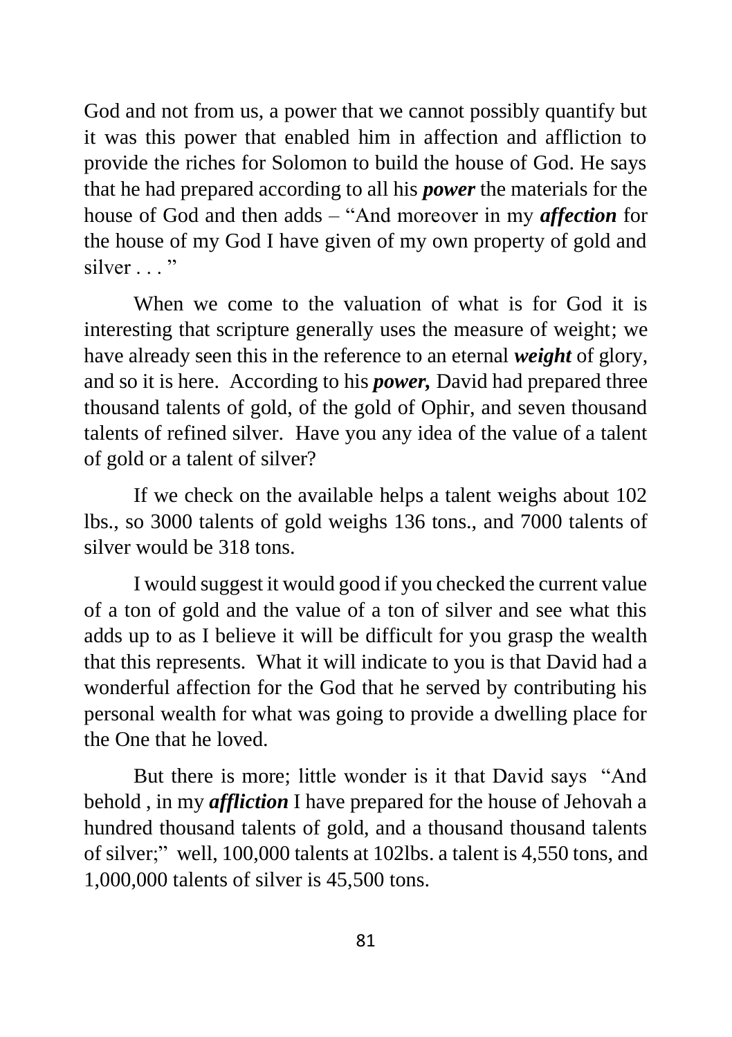God and not from us, a power that we cannot possibly quantify but it was this power that enabled him in affection and affliction to provide the riches for Solomon to build the house of God. He says that he had prepared according to all his ***power*** the materials for the house of God and then adds – "And moreover in my ***affection*** for the house of my God I have given of my own property of gold and silver . . . "

When we come to the valuation of what is for God it is interesting that scripture generally uses the measure of weight; we have already seen this in the reference to an eternal ***weight*** of glory, and so it is here. According to his ***power,*** David had prepared three thousand talents of gold, of the gold of Ophir, and seven thousand talents of refined silver. Have you any idea of the value of a talent of gold or a talent of silver?

If we check on the available helps a talent weighs about 102 lbs., so 3000 talents of gold weighs 136 tons., and 7000 talents of silver would be 318 tons.

I would suggest it would good if you checked the current value of a ton of gold and the value of a ton of silver and see what this adds up to as I believe it will be difficult for you grasp the wealth that this represents. What it will indicate to you is that David had a wonderful affection for the God that he served by contributing his personal wealth for what was going to provide a dwelling place for the One that he loved.

But there is more; little wonder is it that David says "And behold , in my ***affliction*** I have prepared for the house of Jehovah a hundred thousand talents of gold, and a thousand thousand talents of silver;" well, 100,000 talents at 102lbs. a talent is 4,550 tons, and 1,000,000 talents of silver is 45,500 tons.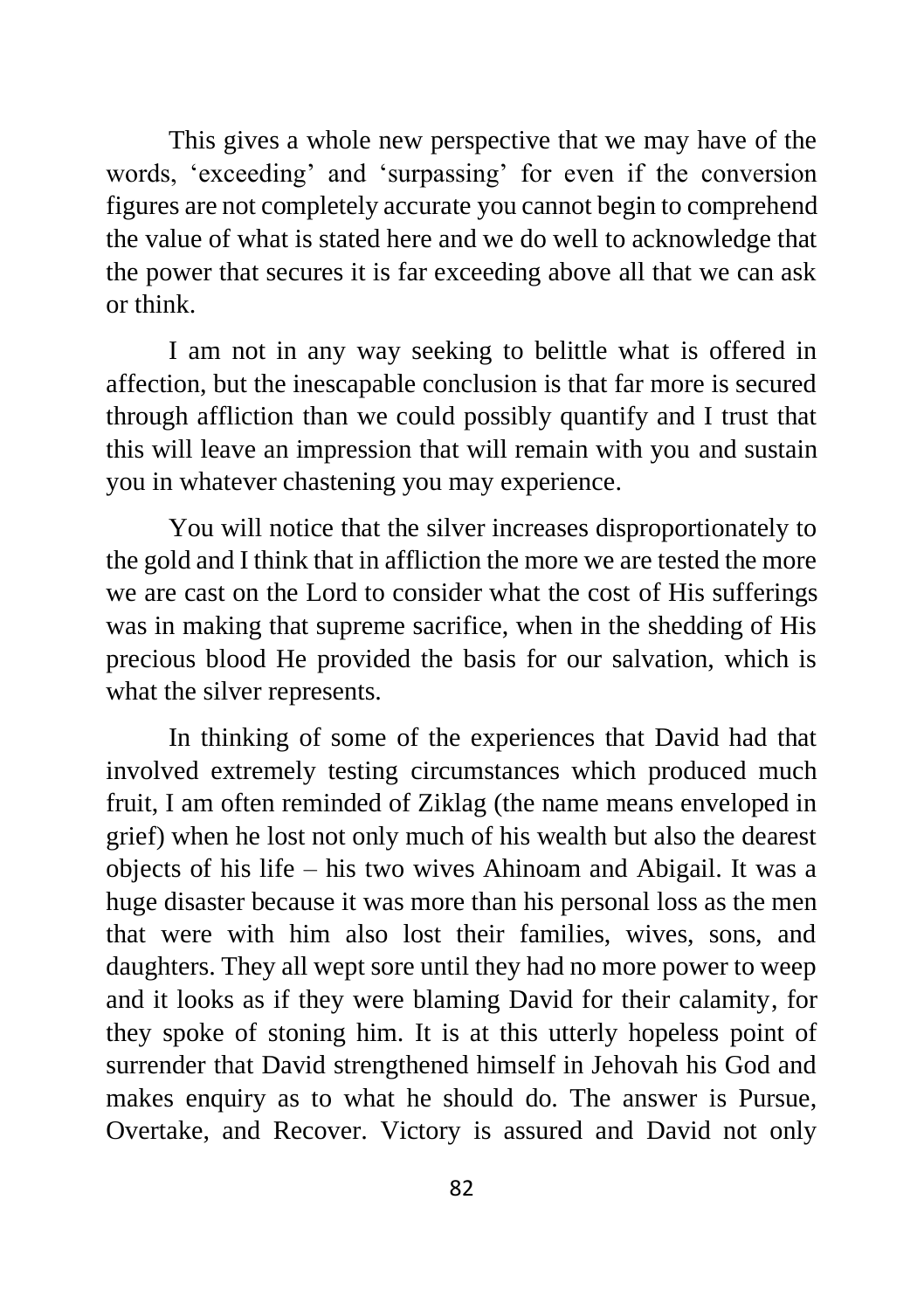This gives a whole new perspective that we may have of the words, 'exceeding' and 'surpassing' for even if the conversion figures are not completely accurate you cannot begin to comprehend the value of what is stated here and we do well to acknowledge that the power that secures it is far exceeding above all that we can ask or think.

I am not in any way seeking to belittle what is offered in affection, but the inescapable conclusion is that far more is secured through affliction than we could possibly quantify and I trust that this will leave an impression that will remain with you and sustain you in whatever chastening you may experience.

You will notice that the silver increases disproportionately to the gold and I think that in affliction the more we are tested the more we are cast on the Lord to consider what the cost of His sufferings was in making that supreme sacrifice, when in the shedding of His precious blood He provided the basis for our salvation, which is what the silver represents.

In thinking of some of the experiences that David had that involved extremely testing circumstances which produced much fruit, I am often reminded of Ziklag (the name means enveloped in grief) when he lost not only much of his wealth but also the dearest objects of his life – his two wives Ahinoam and Abigail. It was a huge disaster because it was more than his personal loss as the men that were with him also lost their families, wives, sons, and daughters. They all wept sore until they had no more power to weep and it looks as if they were blaming David for their calamity, for they spoke of stoning him. It is at this utterly hopeless point of surrender that David strengthened himself in Jehovah his God and makes enquiry as to what he should do. The answer is Pursue, Overtake, and Recover. Victory is assured and David not only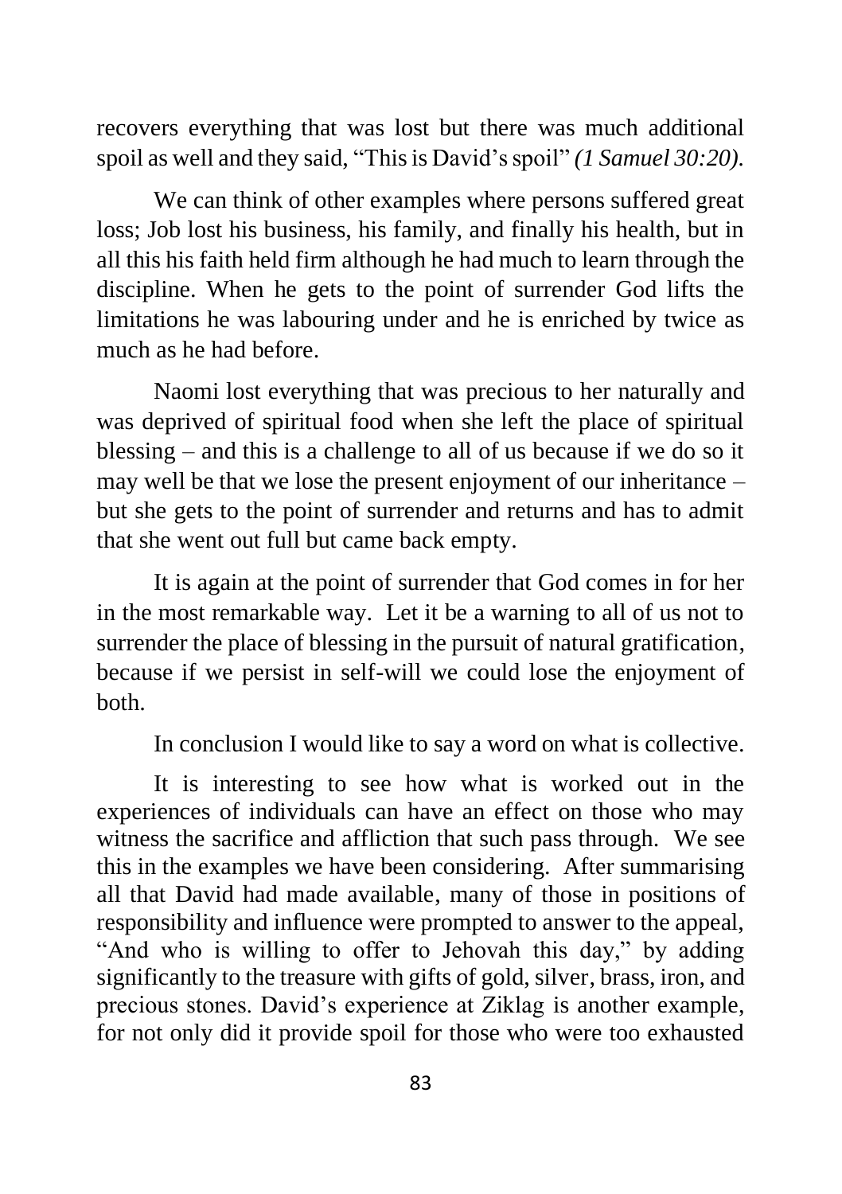recovers everything that was lost but there was much additional spoil as well and they said, "This is David's spoil" *(1 Samuel 30:20)*.

We can think of other examples where persons suffered great loss; Job lost his business, his family, and finally his health, but in all this his faith held firm although he had much to learn through the discipline. When he gets to the point of surrender God lifts the limitations he was labouring under and he is enriched by twice as much as he had before.

Naomi lost everything that was precious to her naturally and was deprived of spiritual food when she left the place of spiritual blessing – and this is a challenge to all of us because if we do so it may well be that we lose the present enjoyment of our inheritance – but she gets to the point of surrender and returns and has to admit that she went out full but came back empty.

It is again at the point of surrender that God comes in for her in the most remarkable way. Let it be a warning to all of us not to surrender the place of blessing in the pursuit of natural gratification, because if we persist in self-will we could lose the enjoyment of both.

In conclusion I would like to say a word on what is collective.

It is interesting to see how what is worked out in the experiences of individuals can have an effect on those who may witness the sacrifice and affliction that such pass through. We see this in the examples we have been considering. After summarising all that David had made available, many of those in positions of responsibility and influence were prompted to answer to the appeal, "And who is willing to offer to Jehovah this day," by adding significantly to the treasure with gifts of gold, silver, brass, iron, and precious stones. David's experience at Ziklag is another example, for not only did it provide spoil for those who were too exhausted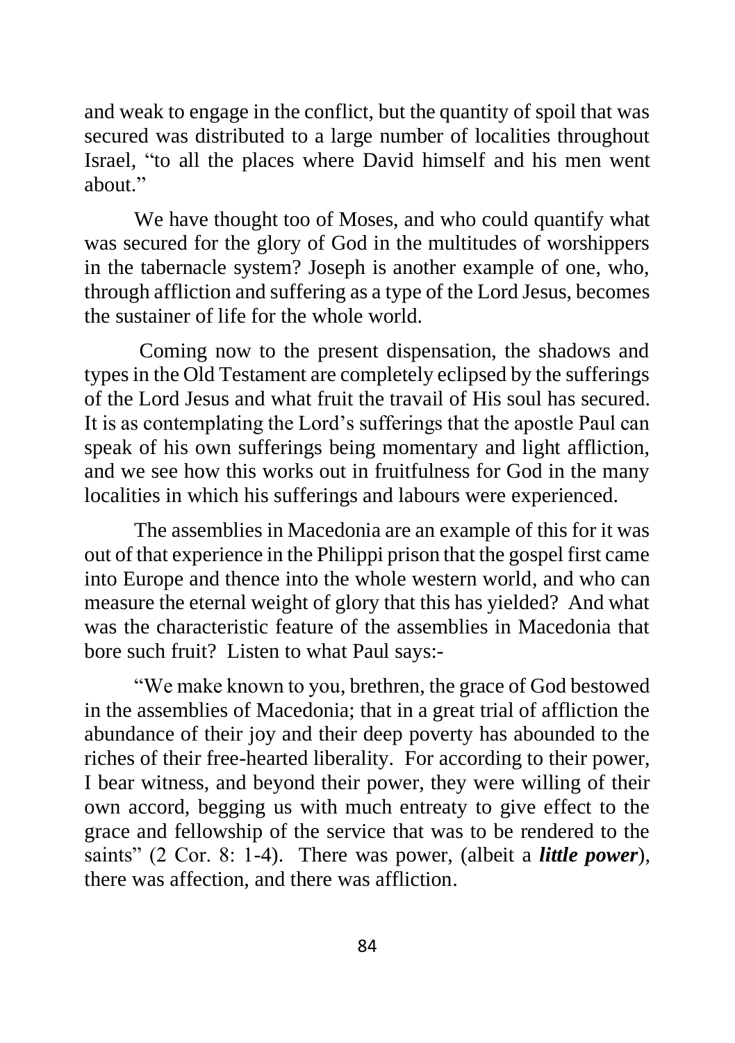and weak to engage in the conflict, but the quantity of spoil that was secured was distributed to a large number of localities throughout Israel, "to all the places where David himself and his men went about."

We have thought too of Moses, and who could quantify what was secured for the glory of God in the multitudes of worshippers in the tabernacle system? Joseph is another example of one, who, through affliction and suffering as a type of the Lord Jesus, becomes the sustainer of life for the whole world.

Coming now to the present dispensation, the shadows and types in the Old Testament are completely eclipsed by the sufferings of the Lord Jesus and what fruit the travail of His soul has secured. It is as contemplating the Lord's sufferings that the apostle Paul can speak of his own sufferings being momentary and light affliction, and we see how this works out in fruitfulness for God in the many localities in which his sufferings and labours were experienced.

The assemblies in Macedonia are an example of this for it was out of that experience in the Philippi prison that the gospel first came into Europe and thence into the whole western world, and who can measure the eternal weight of glory that this has yielded? And what was the characteristic feature of the assemblies in Macedonia that bore such fruit? Listen to what Paul says:-

"We make known to you, brethren, the grace of God bestowed in the assemblies of Macedonia; that in a great trial of affliction the abundance of their joy and their deep poverty has abounded to the riches of their free-hearted liberality. For according to their power, I bear witness, and beyond their power, they were willing of their own accord, begging us with much entreaty to give effect to the grace and fellowship of the service that was to be rendered to the saints" (2 Cor. 8: 1-4). There was power, (albeit a ***little power***), there was affection, and there was affliction.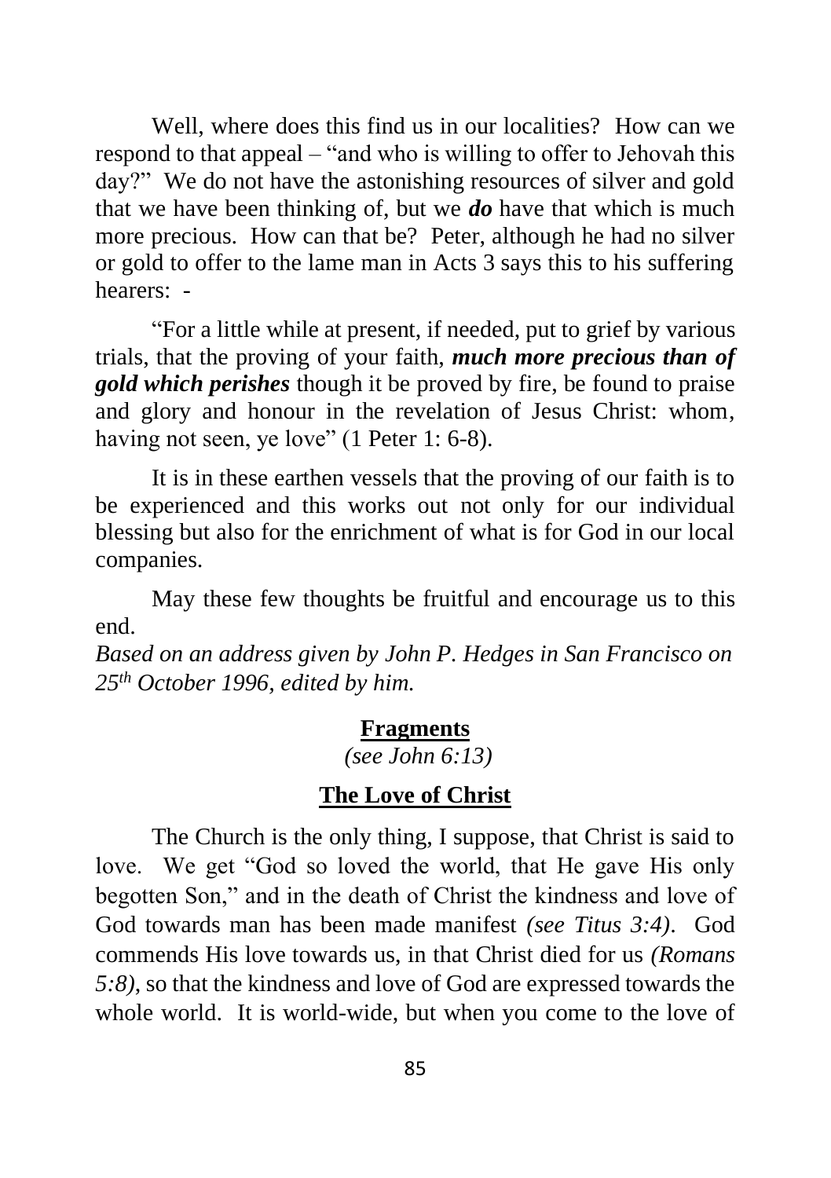Well, where does this find us in our localities? How can we respond to that appeal – "and who is willing to offer to Jehovah this day?" We do not have the astonishing resources of silver and gold that we have been thinking of, but we ***do*** have that which is much more precious. How can that be? Peter, although he had no silver or gold to offer to the lame man in Acts 3 says this to his suffering hearers: -

"For a little while at present, if needed, put to grief by various trials, that the proving of your faith, ***much more precious than of gold which perishes*** though it be proved by fire, be found to praise and glory and honour in the revelation of Jesus Christ: whom, having not seen, ye love" (1 Peter 1: 6-8).

It is in these earthen vessels that the proving of our faith is to be experienced and this works out not only for our individual blessing but also for the enrichment of what is for God in our local companies.

May these few thoughts be fruitful and encourage us to this end.

*Based on an address given by John P. Hedges in San Francisco on 25th October 1996, edited by him.*

## Fragments

*(see John 6:13)*

### The Love of Christ

The Church is the only thing, I suppose, that Christ is said to love. We get "God so loved the world, that He gave His only begotten Son," and in the death of Christ the kindness and love of God towards man has been made manifest *(see Titus 3:4)*. God commends His love towards us, in that Christ died for us *(Romans 5:8)*, so that the kindness and love of God are expressed towards the whole world. It is world-wide, but when you come to the love of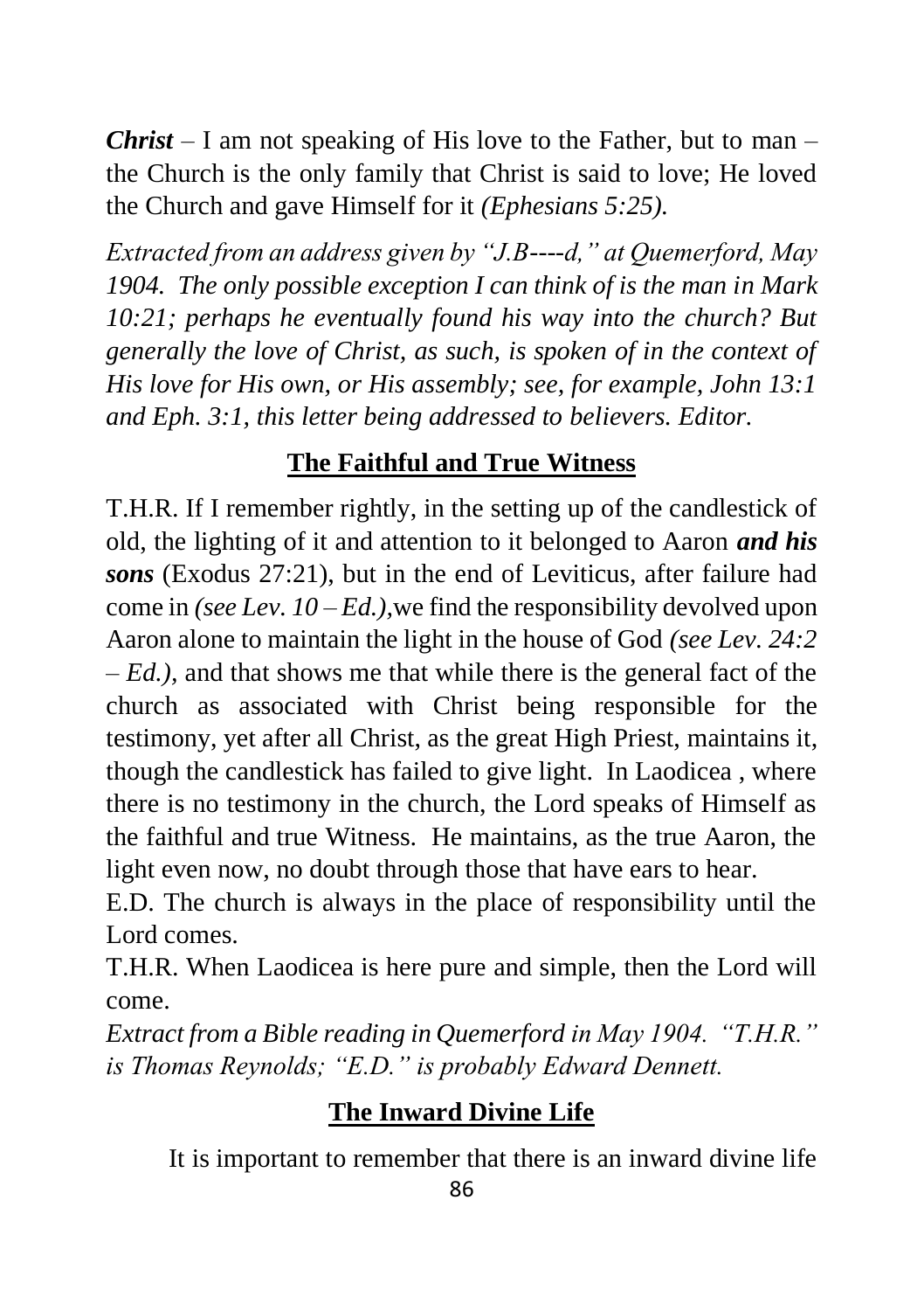***Christ*** – I am not speaking of His love to the Father, but to man – the Church is the only family that Christ is said to love; He loved the Church and gave Himself for it *(Ephesians 5:25).*

*Extracted from an address given by "J.B----d," at Quemerford, May 1904. The only possible exception I can think of is the man in Mark 10:21; perhaps he eventually found his way into the church? But generally the love of Christ, as such, is spoken of in the context of His love for His own, or His assembly; see, for example, John 13:1 and Eph. 3:1, this letter being addressed to believers. Editor.*

## The Faithful and True Witness

T.H.R. If I remember rightly, in the setting up of the candlestick of old, the lighting of it and attention to it belonged to Aaron ***and his sons*** (Exodus 27:21), but in the end of Leviticus, after failure had come in *(see Lev. 10 – Ed.),*we find the responsibility devolved upon Aaron alone to maintain the light in the house of God *(see Lev. 24:2 – Ed.),* and that shows me that while there is the general fact of the church as associated with Christ being responsible for the testimony, yet after all Christ, as the great High Priest, maintains it, though the candlestick has failed to give light. In Laodicea , where there is no testimony in the church, the Lord speaks of Himself as the faithful and true Witness. He maintains, as the true Aaron, the light even now, no doubt through those that have ears to hear.

E.D. The church is always in the place of responsibility until the Lord comes.

T.H.R. When Laodicea is here pure and simple, then the Lord will come.

*Extract from a Bible reading in Quemerford in May 1904. "T.H.R." is Thomas Reynolds; "E.D." is probably Edward Dennett.*

## The Inward Divine Life

It is important to remember that there is an inward divine life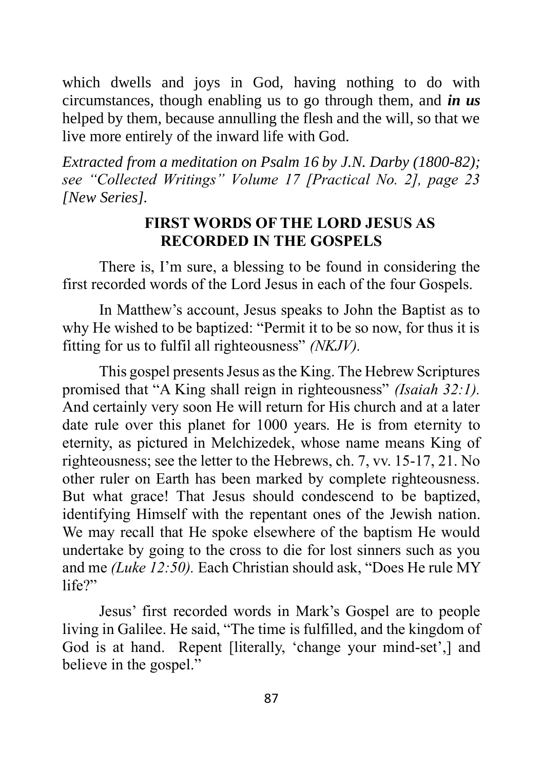which dwells and joys in God, having nothing to do with circumstances, though enabling us to go through them, and ***in us*** helped by them, because annulling the flesh and the will, so that we live more entirely of the inward life with God.

*Extracted from a meditation on Psalm 16 by J.N. Darby (1800-82); see "Collected Writings" Volume 17 [Practical No. 2], page 23 [New Series].*

## FIRST WORDS OF THE LORD JESUS AS RECORDED IN THE GOSPELS

There is, I'm sure, a blessing to be found in considering the first recorded words of the Lord Jesus in each of the four Gospels.

In Matthew's account, Jesus speaks to John the Baptist as to why He wished to be baptized: "Permit it to be so now, for thus it is fitting for us to fulfil all righteousness" *(NKJV).*

This gospel presents Jesus as the King. The Hebrew Scriptures promised that "A King shall reign in righteousness" *(Isaiah 32:1).* And certainly very soon He will return for His church and at a later date rule over this planet for 1000 years. He is from eternity to eternity, as pictured in Melchizedek, whose name means King of righteousness; see the letter to the Hebrews, ch. 7, vv. 15-17, 21. No other ruler on Earth has been marked by complete righteousness. But what grace! That Jesus should condescend to be baptized, identifying Himself with the repentant ones of the Jewish nation. We may recall that He spoke elsewhere of the baptism He would undertake by going to the cross to die for lost sinners such as you and me *(Luke 12:50).* Each Christian should ask, "Does He rule MY life?"

Jesus' first recorded words in Mark's Gospel are to people living in Galilee. He said, "The time is fulfilled, and the kingdom of God is at hand. Repent [literally, 'change your mind-set',] and believe in the gospel."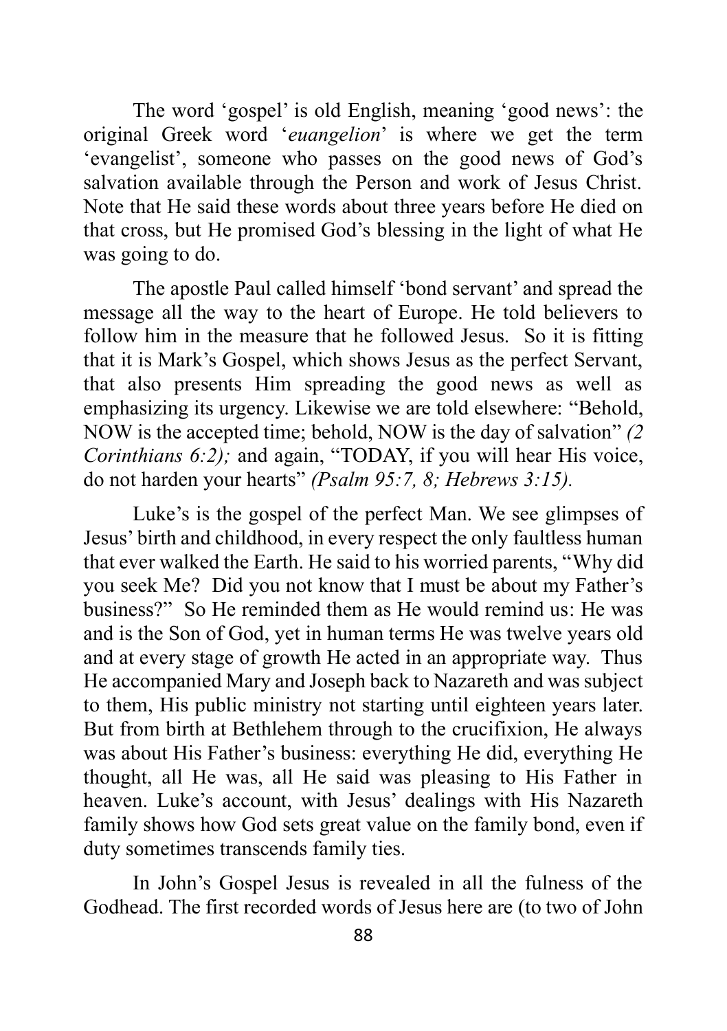The word 'gospel' is old English, meaning 'good news': the original Greek word '*euangelion*' is where we get the term 'evangelist', someone who passes on the good news of God's salvation available through the Person and work of Jesus Christ. Note that He said these words about three years before He died on that cross, but He promised God's blessing in the light of what He was going to do.

The apostle Paul called himself 'bond servant' and spread the message all the way to the heart of Europe. He told believers to follow him in the measure that he followed Jesus. So it is fitting that it is Mark's Gospel, which shows Jesus as the perfect Servant, that also presents Him spreading the good news as well as emphasizing its urgency. Likewise we are told elsewhere: "Behold, NOW is the accepted time; behold, NOW is the day of salvation" *(2 Corinthians 6:2);* and again, "TODAY, if you will hear His voice, do not harden your hearts" *(Psalm 95:7, 8; Hebrews 3:15).*

Luke's is the gospel of the perfect Man. We see glimpses of Jesus' birth and childhood, in every respect the only faultless human that ever walked the Earth. He said to his worried parents, "Why did you seek Me? Did you not know that I must be about my Father's business?" So He reminded them as He would remind us: He was and is the Son of God, yet in human terms He was twelve years old and at every stage of growth He acted in an appropriate way. Thus He accompanied Mary and Joseph back to Nazareth and was subject to them, His public ministry not starting until eighteen years later. But from birth at Bethlehem through to the crucifixion, He always was about His Father's business: everything He did, everything He thought, all He was, all He said was pleasing to His Father in heaven. Luke's account, with Jesus' dealings with His Nazareth family shows how God sets great value on the family bond, even if duty sometimes transcends family ties.

In John's Gospel Jesus is revealed in all the fulness of the Godhead. The first recorded words of Jesus here are (to two of John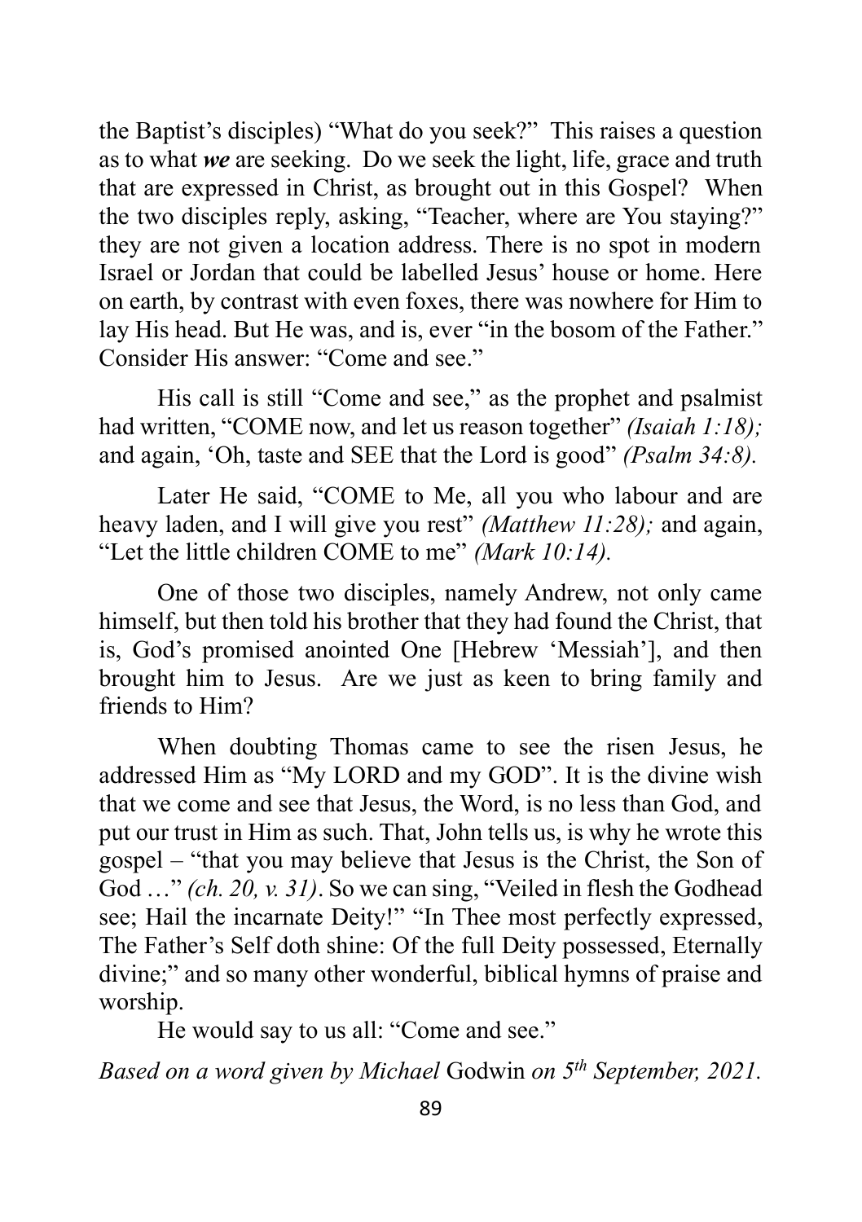the Baptist's disciples) "What do you seek?" This raises a question as to what ***we*** are seeking. Do we seek the light, life, grace and truth that are expressed in Christ, as brought out in this Gospel? When the two disciples reply, asking, "Teacher, where are You staying?" they are not given a location address. There is no spot in modern Israel or Jordan that could be labelled Jesus' house or home. Here on earth, by contrast with even foxes, there was nowhere for Him to lay His head. But He was, and is, ever "in the bosom of the Father." Consider His answer: "Come and see."

His call is still "Come and see," as the prophet and psalmist had written, "COME now, and let us reason together" *(Isaiah 1:18);* and again, 'Oh, taste and SEE that the Lord is good" *(Psalm 34:8).*

Later He said, "COME to Me, all you who labour and are heavy laden, and I will give you rest" *(Matthew 11:28);* and again, "Let the little children COME to me" *(Mark 10:14).*

One of those two disciples, namely Andrew, not only came himself, but then told his brother that they had found the Christ, that is, God's promised anointed One [Hebrew 'Messiah'], and then brought him to Jesus. Are we just as keen to bring family and friends to Him?

When doubting Thomas came to see the risen Jesus, he addressed Him as "My LORD and my GOD". It is the divine wish that we come and see that Jesus, the Word, is no less than God, and put our trust in Him as such. That, John tells us, is why he wrote this gospel – "that you may believe that Jesus is the Christ, the Son of God …" *(ch. 20, v. 31)*. So we can sing, "Veiled in flesh the Godhead see; Hail the incarnate Deity!" "In Thee most perfectly expressed, The Father's Self doth shine: Of the full Deity possessed, Eternally divine;" and so many other wonderful, biblical hymns of praise and worship.

He would say to us all: "Come and see."

*Based on a word given by Michael* Godwin *on 5th September, 2021.*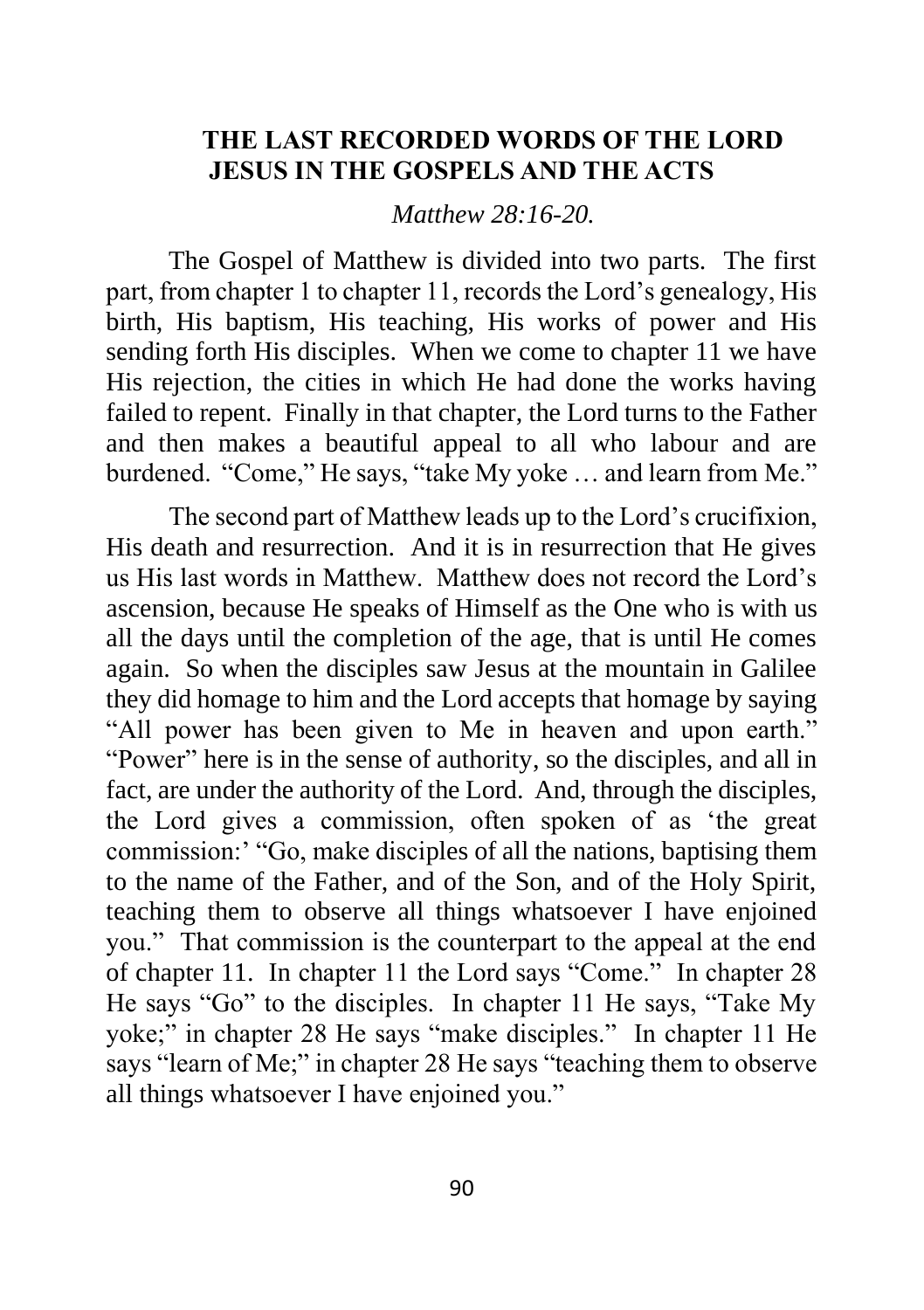## THE LAST RECORDED WORDS OF THE LORD JESUS IN THE GOSPELS AND THE ACTS

*Matthew 28:16-20.*

The Gospel of Matthew is divided into two parts. The first part, from chapter 1 to chapter 11, records the Lord's genealogy, His birth, His baptism, His teaching, His works of power and His sending forth His disciples. When we come to chapter 11 we have His rejection, the cities in which He had done the works having failed to repent. Finally in that chapter, the Lord turns to the Father and then makes a beautiful appeal to all who labour and are burdened. "Come," He says, "take My yoke … and learn from Me."

The second part of Matthew leads up to the Lord's crucifixion, His death and resurrection. And it is in resurrection that He gives us His last words in Matthew. Matthew does not record the Lord's ascension, because He speaks of Himself as the One who is with us all the days until the completion of the age, that is until He comes again. So when the disciples saw Jesus at the mountain in Galilee they did homage to him and the Lord accepts that homage by saying "All power has been given to Me in heaven and upon earth." "Power" here is in the sense of authority, so the disciples, and all in fact, are under the authority of the Lord. And, through the disciples, the Lord gives a commission, often spoken of as 'the great commission:' "Go, make disciples of all the nations, baptising them to the name of the Father, and of the Son, and of the Holy Spirit, teaching them to observe all things whatsoever I have enjoined you." That commission is the counterpart to the appeal at the end of chapter 11. In chapter 11 the Lord says "Come." In chapter 28 He says "Go" to the disciples. In chapter 11 He says, "Take My yoke;" in chapter 28 He says "make disciples." In chapter 11 He says "learn of Me;" in chapter 28 He says "teaching them to observe all things whatsoever I have enjoined you."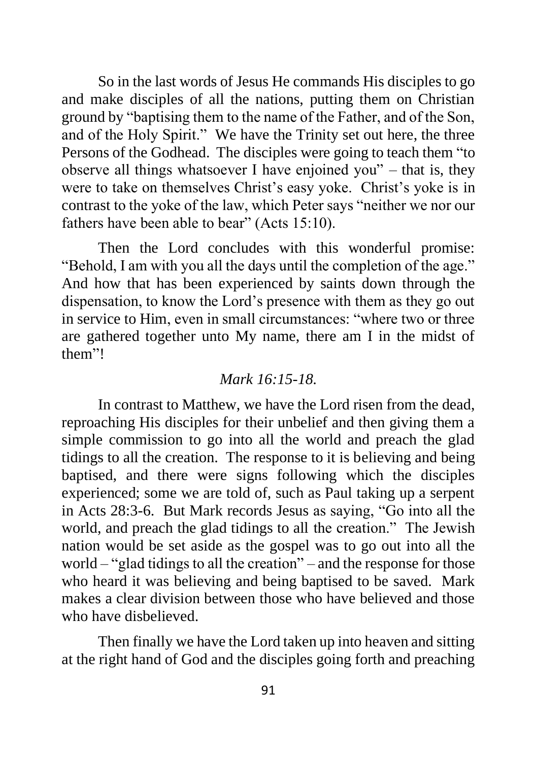So in the last words of Jesus He commands His disciples to go and make disciples of all the nations, putting them on Christian ground by "baptising them to the name of the Father, and of the Son, and of the Holy Spirit." We have the Trinity set out here, the three Persons of the Godhead. The disciples were going to teach them "to observe all things whatsoever I have enjoined you" – that is, they were to take on themselves Christ's easy yoke. Christ's yoke is in contrast to the yoke of the law, which Peter says "neither we nor our fathers have been able to bear" (Acts 15:10).

Then the Lord concludes with this wonderful promise: "Behold, I am with you all the days until the completion of the age." And how that has been experienced by saints down through the dispensation, to know the Lord's presence with them as they go out in service to Him, even in small circumstances: "where two or three are gathered together unto My name, there am I in the midst of them"!

*Mark 16:15-18.*

In contrast to Matthew, we have the Lord risen from the dead, reproaching His disciples for their unbelief and then giving them a simple commission to go into all the world and preach the glad tidings to all the creation. The response to it is believing and being baptised, and there were signs following which the disciples experienced; some we are told of, such as Paul taking up a serpent in Acts 28:3-6. But Mark records Jesus as saying, "Go into all the world, and preach the glad tidings to all the creation." The Jewish nation would be set aside as the gospel was to go out into all the world – "glad tidings to all the creation" – and the response for those who heard it was believing and being baptised to be saved. Mark makes a clear division between those who have believed and those who have disbelieved.

Then finally we have the Lord taken up into heaven and sitting at the right hand of God and the disciples going forth and preaching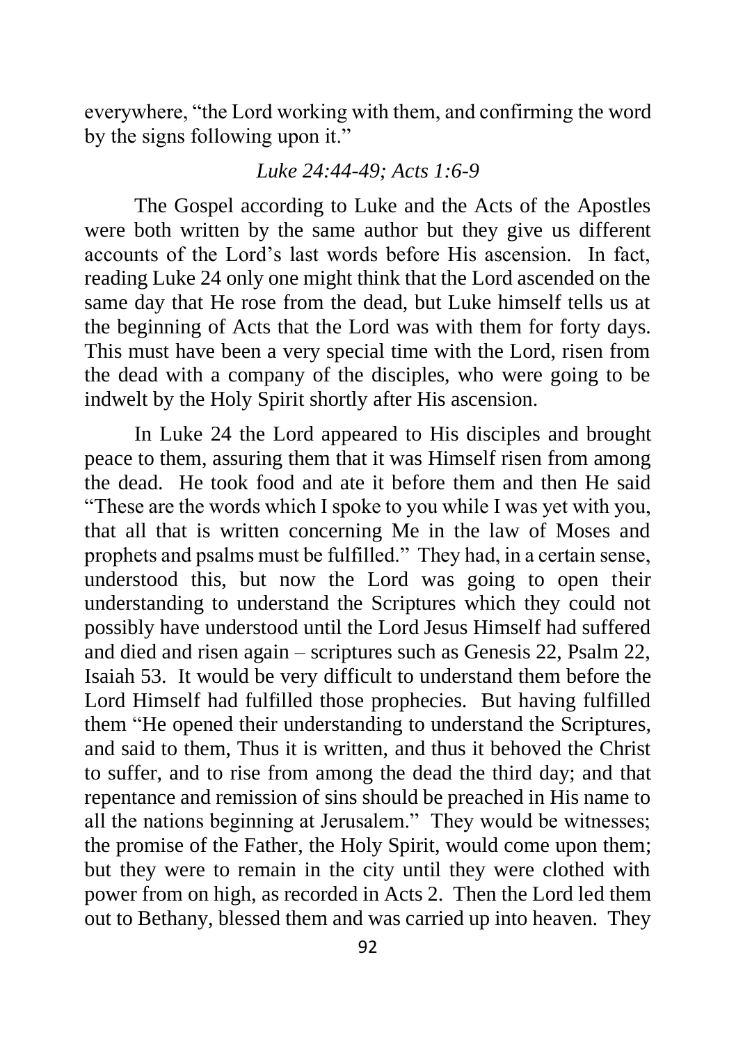everywhere, "the Lord working with them, and confirming the word by the signs following upon it."

*Luke 24:44-49; Acts 1:6-9*

The Gospel according to Luke and the Acts of the Apostles were both written by the same author but they give us different accounts of the Lord's last words before His ascension. In fact, reading Luke 24 only one might think that the Lord ascended on the same day that He rose from the dead, but Luke himself tells us at the beginning of Acts that the Lord was with them for forty days. This must have been a very special time with the Lord, risen from the dead with a company of the disciples, who were going to be indwelt by the Holy Spirit shortly after His ascension.

In Luke 24 the Lord appeared to His disciples and brought peace to them, assuring them that it was Himself risen from among the dead. He took food and ate it before them and then He said "These are the words which I spoke to you while I was yet with you, that all that is written concerning Me in the law of Moses and prophets and psalms must be fulfilled." They had, in a certain sense, understood this, but now the Lord was going to open their understanding to understand the Scriptures which they could not possibly have understood until the Lord Jesus Himself had suffered and died and risen again – scriptures such as Genesis 22, Psalm 22, Isaiah 53. It would be very difficult to understand them before the Lord Himself had fulfilled those prophecies. But having fulfilled them "He opened their understanding to understand the Scriptures, and said to them, Thus it is written, and thus it behoved the Christ to suffer, and to rise from among the dead the third day; and that repentance and remission of sins should be preached in His name to all the nations beginning at Jerusalem." They would be witnesses; the promise of the Father, the Holy Spirit, would come upon them; but they were to remain in the city until they were clothed with power from on high, as recorded in Acts 2. Then the Lord led them out to Bethany, blessed them and was carried up into heaven. They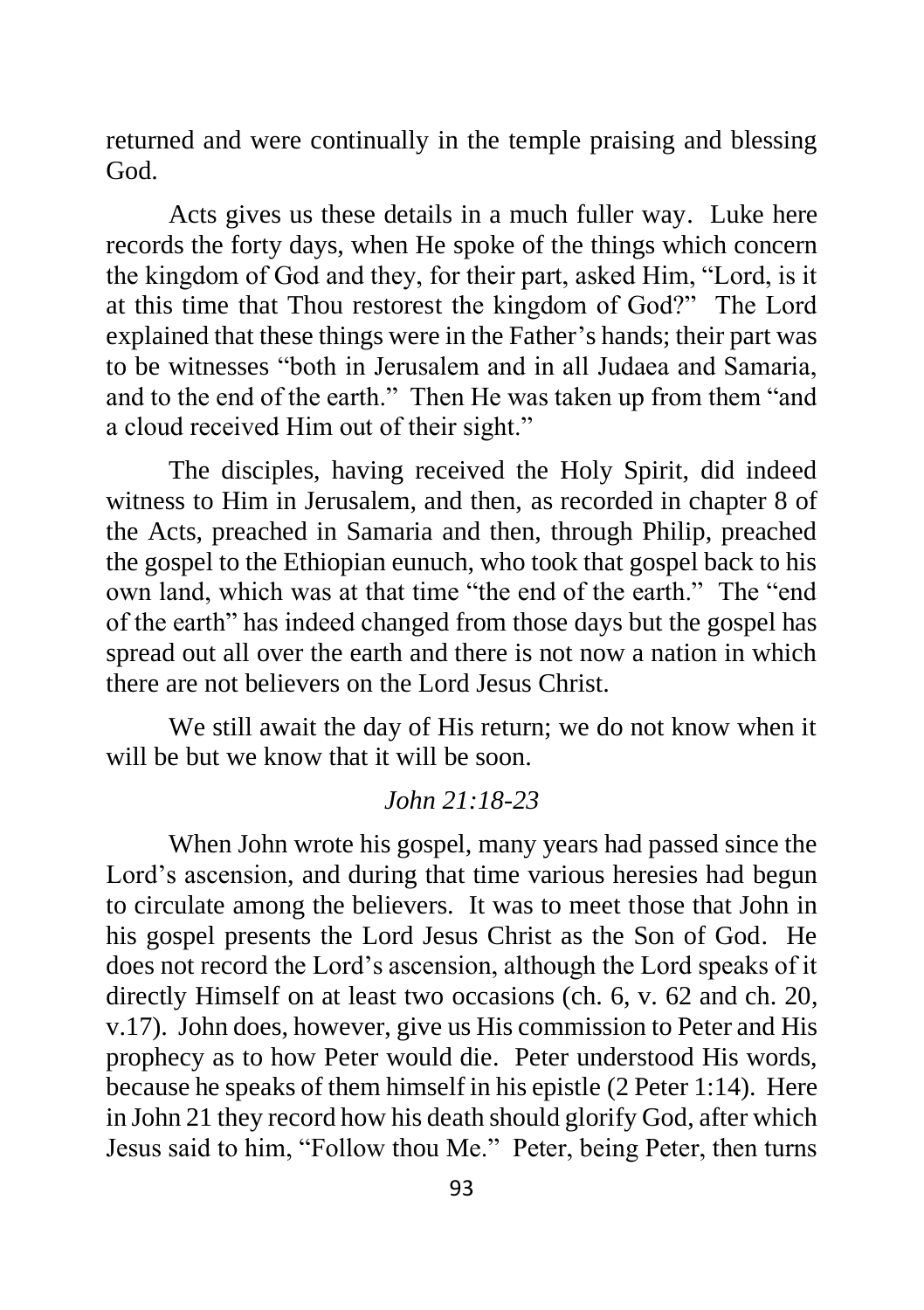returned and were continually in the temple praising and blessing God.

Acts gives us these details in a much fuller way. Luke here records the forty days, when He spoke of the things which concern the kingdom of God and they, for their part, asked Him, "Lord, is it at this time that Thou restorest the kingdom of God?" The Lord explained that these things were in the Father's hands; their part was to be witnesses "both in Jerusalem and in all Judaea and Samaria, and to the end of the earth." Then He was taken up from them "and a cloud received Him out of their sight."

The disciples, having received the Holy Spirit, did indeed witness to Him in Jerusalem, and then, as recorded in chapter 8 of the Acts, preached in Samaria and then, through Philip, preached the gospel to the Ethiopian eunuch, who took that gospel back to his own land, which was at that time "the end of the earth." The "end of the earth" has indeed changed from those days but the gospel has spread out all over the earth and there is not now a nation in which there are not believers on the Lord Jesus Christ.

We still await the day of His return; we do not know when it will be but we know that it will be soon.

*John 21:18-23*

When John wrote his gospel, many years had passed since the Lord's ascension, and during that time various heresies had begun to circulate among the believers. It was to meet those that John in his gospel presents the Lord Jesus Christ as the Son of God. He does not record the Lord's ascension, although the Lord speaks of it directly Himself on at least two occasions (ch. 6, v. 62 and ch. 20, v.17). John does, however, give us His commission to Peter and His prophecy as to how Peter would die. Peter understood His words, because he speaks of them himself in his epistle (2 Peter 1:14). Here in John 21 they record how his death should glorify God, after which Jesus said to him, "Follow thou Me." Peter, being Peter, then turns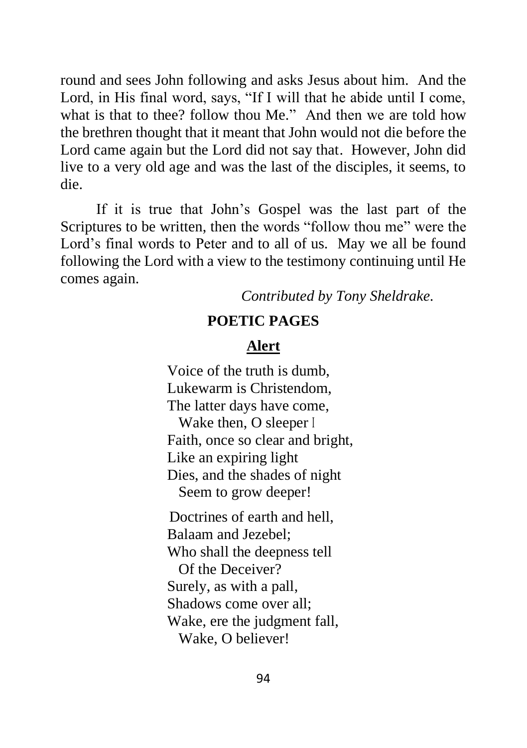round and sees John following and asks Jesus about him. And the Lord, in His final word, says, "If I will that he abide until I come, what is that to thee? follow thou Me." And then we are told how the brethren thought that it meant that John would not die before the Lord came again but the Lord did not say that. However, John did live to a very old age and was the last of the disciples, it seems, to die.

If it is true that John's Gospel was the last part of the Scriptures to be written, then the words "follow thou me" were the Lord's final words to Peter and to all of us. May we all be found following the Lord with a view to the testimony continuing until He comes again.

*Contributed by Tony Sheldrake.*

## POETIC PAGES

### Alert

Voice of the truth is dumb,
Lukewarm is Christendom,
The latter days have come,
  Wake then, O sleeper !
Faith, once so clear and bright,
Like an expiring light
Dies, and the shades of night
  Seem to grow deeper!

Doctrines of earth and hell,
Balaam and Jezebel;
Who shall the deepness tell
  Of the Deceiver?
Surely, as with a pall,
Shadows come over all;
Wake, ere the judgment fall,
  Wake, O believer!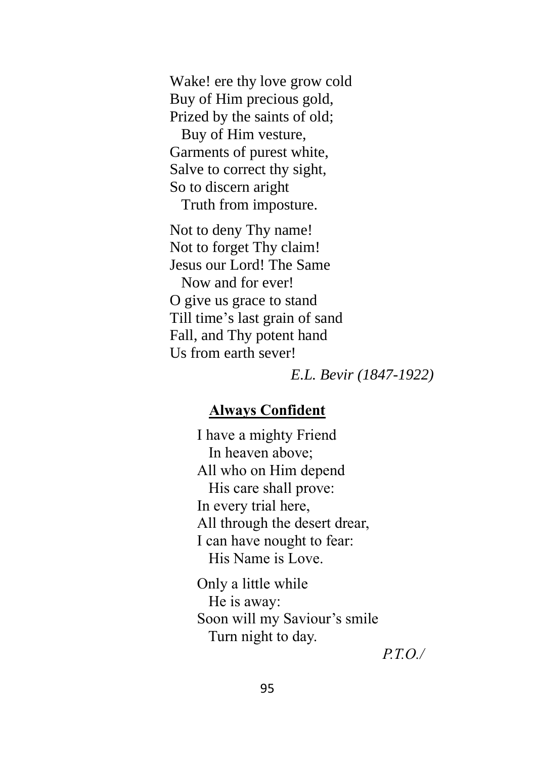Wake! ere thy love grow cold  
Buy of Him precious gold,  
Prized by the saints of old;  
  Buy of Him vesture,  
Garments of purest white,  
Salve to correct thy sight,  
So to discern aright  
  Truth from imposture.

Not to deny Thy name!  
Not to forget Thy claim!  
Jesus our Lord! The Same  
  Now and for ever!  
O give us grace to stand  
Till time's last grain of sand  
Fall, and Thy potent hand  
Us from earth sever!

*E.L. Bevir (1847-1922)*

## Always Confident

I have a mighty Friend  
  In heaven above;  
All who on Him depend  
  His care shall prove:  
In every trial here,  
All through the desert drear,  
I can have nought to fear:  
  His Name is Love.

Only a little while  
  He is away:  
Soon will my Saviour's smile  
  Turn night to day.

*P.T.O./*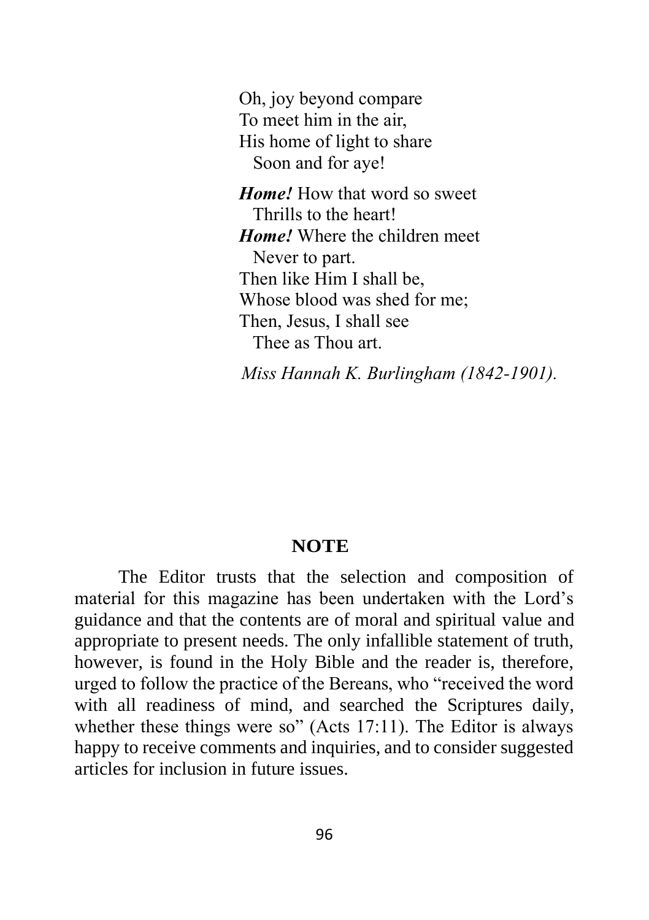Oh, joy beyond compare  
To meet him in the air,  
His home of light to share  
  Soon and for aye!

***Home!*** How that word so sweet  
  Thrills to the heart!  
***Home!*** Where the children meet  
  Never to part.  
Then like Him I shall be,  
Whose blood was shed for me;  
Then, Jesus, I shall see  
  Thee as Thou art.

*Miss Hannah K. Burlingham (1842-1901).*

## NOTE

The Editor trusts that the selection and composition of material for this magazine has been undertaken with the Lord's guidance and that the contents are of moral and spiritual value and appropriate to present needs. The only infallible statement of truth, however, is found in the Holy Bible and the reader is, therefore, urged to follow the practice of the Bereans, who "received the word with all readiness of mind, and searched the Scriptures daily, whether these things were so" (Acts 17:11). The Editor is always happy to receive comments and inquiries, and to consider suggested articles for inclusion in future issues.